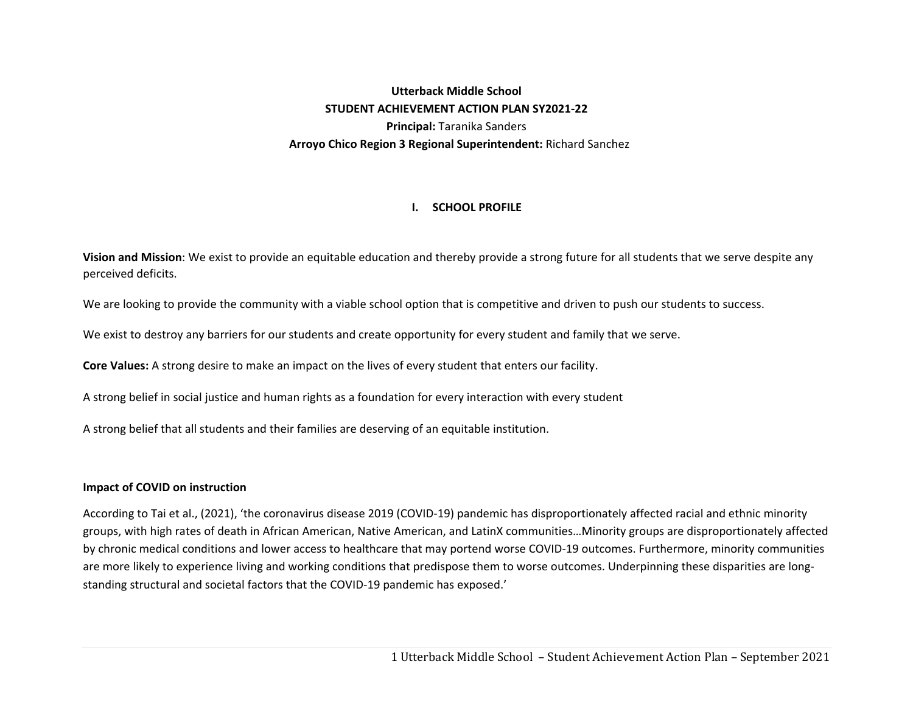**Utterback Middle School**

**STUDENT ACHIEVEMENT ACTION PLAN SY2021-22**

**Principal:** Taranika Sanders

**Arroyo Chico Region 3 Regional Superintendent:** Richard Sanchez

## I. SCHOOL PROFILE

**Vision and Mission**: We exist to provide an equitable education and thereby provide a strong future for all students that we serve despite any perceived deficits.

We are looking to provide the community with a viable school option that is competitive and driven to push our students to success.

We exist to destroy any barriers for our students and create opportunity for every student and family that we serve.

**Core Values:** A strong desire to make an impact on the lives of every student that enters our facility.

A strong belief in social justice and human rights as a foundation for every interaction with every student

A strong belief that all students and their families are deserving of an equitable institution.

**Impact of COVID on instruction**

According to Tai et al., (2021), 'the coronavirus disease 2019 (COVID-19) pandemic has disproportionately affected racial and ethnic minority groups, with high rates of death in African American, Native American, and LatinX communities…Minority groups are disproportionately affected by chronic medical conditions and lower access to healthcare that may portend worse COVID-19 outcomes. Furthermore, minority communities are more likely to experience living and working conditions that predispose them to worse outcomes. Underpinning these disparities are long-standing structural and societal factors that the COVID-19 pandemic has exposed.'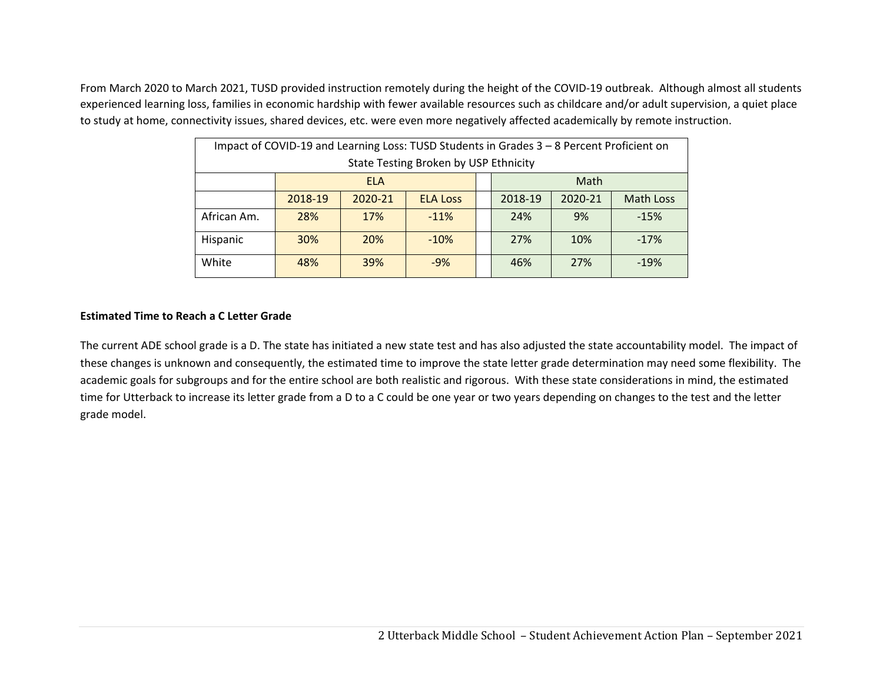From March 2020 to March 2021, TUSD provided instruction remotely during the height of the COVID-19 outbreak. Although almost all students experienced learning loss, families in economic hardship with fewer available resources such as childcare and/or adult supervision, a quiet place to study at home, connectivity issues, shared devices, etc. were even more negatively affected academically by remote instruction.

| Impact of COVID-19 and Learning Loss: TUSD Students in Grades 3 – 8 Percent Proficient on State Testing Broken by USP Ethnicity | | | | | | | |
|---|---|---|---|---|---|---|---|
| | ELA | | | | Math | | |
| | 2018-19 | 2020-21 | ELA Loss | | 2018-19 | 2020-21 | Math Loss |
| African Am. | 28% | 17% | -11% | | 24% | 9% | -15% |
| Hispanic | 30% | 20% | -10% | | 27% | 10% | -17% |
| White | 48% | 39% | -9% | | 46% | 27% | -19% |

**Estimated Time to Reach a C Letter Grade**

The current ADE school grade is a D. The state has initiated a new state test and has also adjusted the state accountability model. The impact of these changes is unknown and consequently, the estimated time to improve the state letter grade determination may need some flexibility. The academic goals for subgroups and for the entire school are both realistic and rigorous. With these state considerations in mind, the estimated time for Utterback to increase its letter grade from a D to a C could be one year or two years depending on changes to the test and the letter grade model.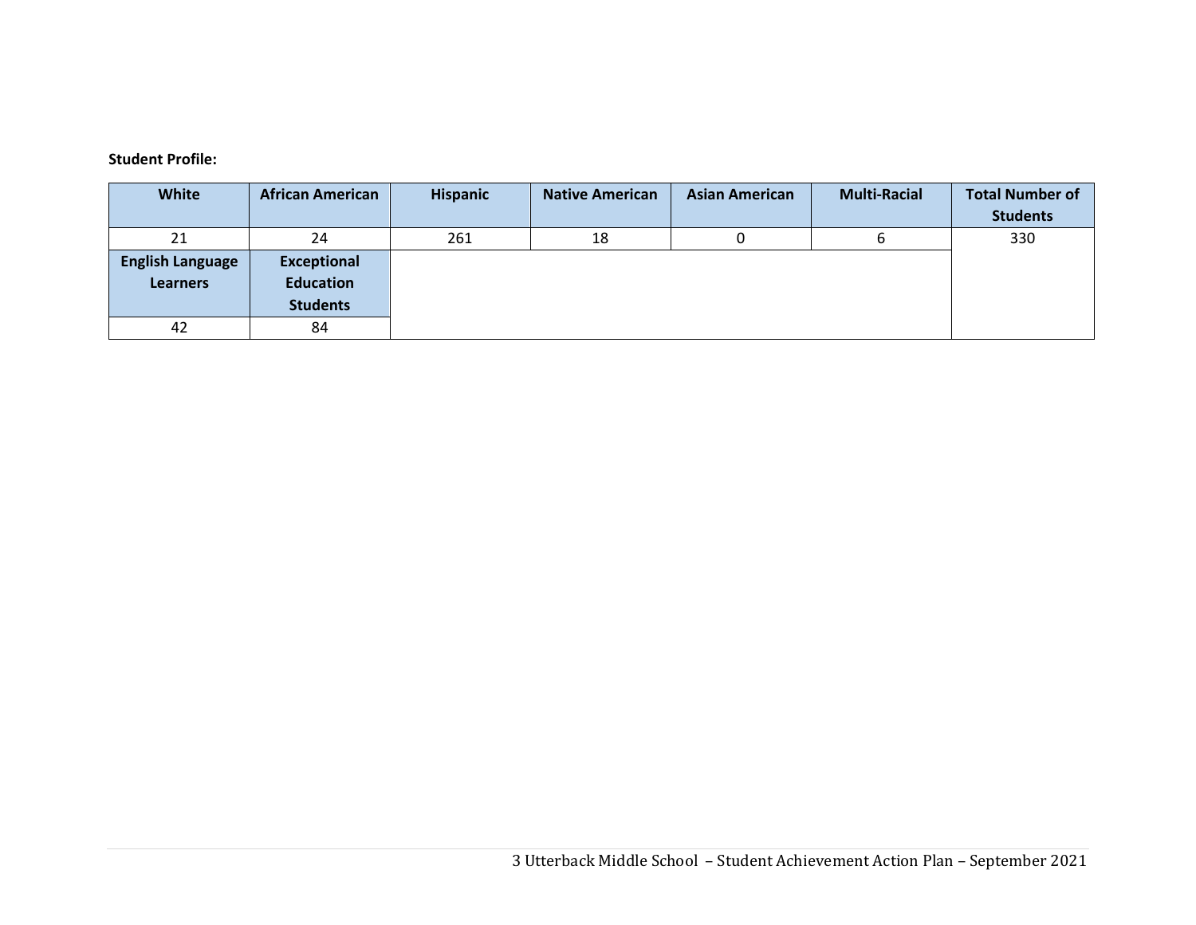**Student Profile:**

| White | African American | Hispanic | Native American | Asian American | Multi-Racial | Total Number of Students |
|---|---|---|---|---|---|---|
| 21 | 24 | 261 | 18 | 0 | 6 | 330 |
| **English Language Learners** | **Exceptional Education Students** | | | | | |
| 42 | 84 | | | | | |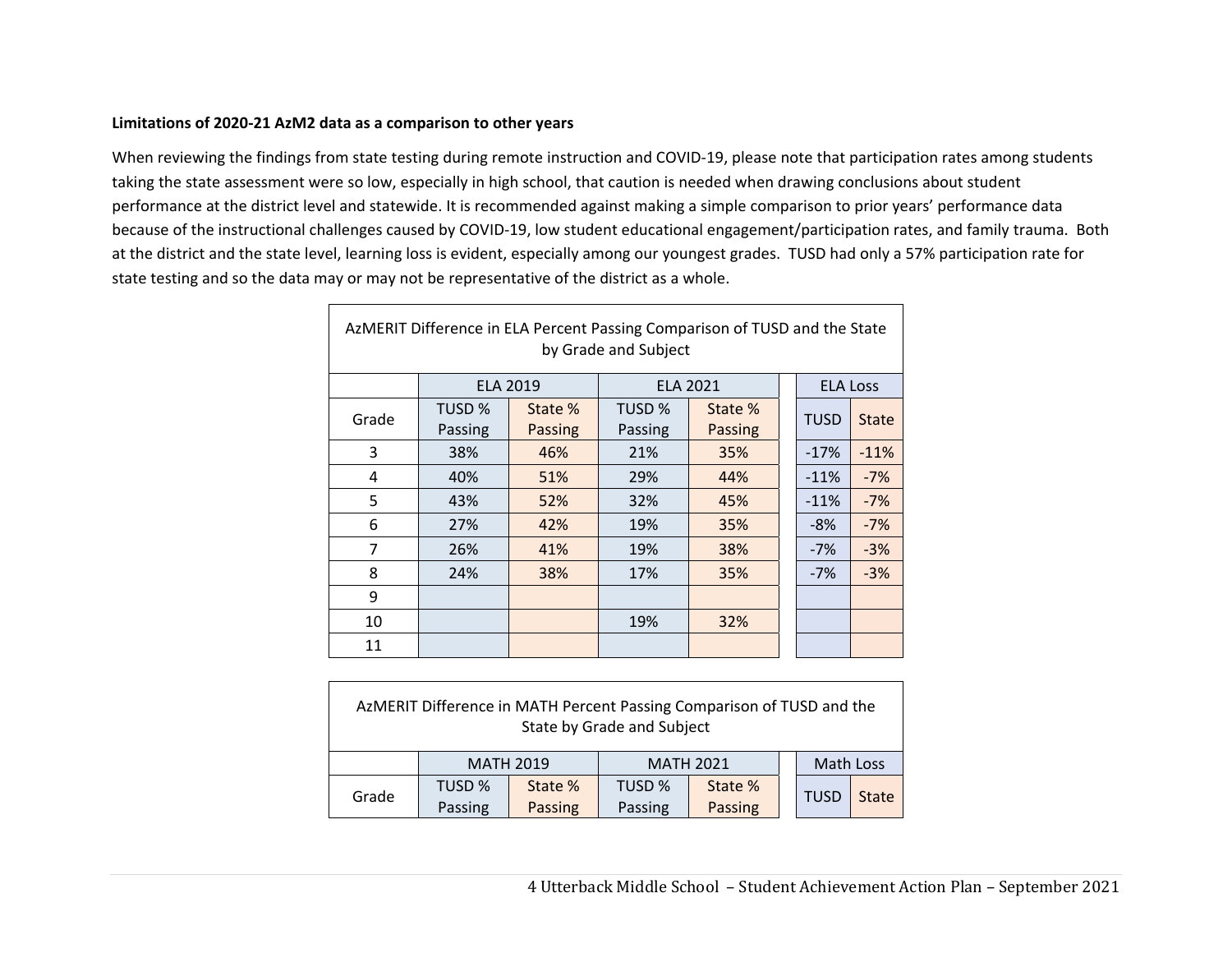**Limitations of 2020-21 AzM2 data as a comparison to other years**

When reviewing the findings from state testing during remote instruction and COVID-19, please note that participation rates among students taking the state assessment were so low, especially in high school, that caution is needed when drawing conclusions about student performance at the district level and statewide. It is recommended against making a simple comparison to prior years' performance data because of the instructional challenges caused by COVID-19, low student educational engagement/participation rates, and family trauma. Both at the district and the state level, learning loss is evident, especially among our youngest grades. TUSD had only a 57% participation rate for state testing and so the data may or may not be representative of the district as a whole.

AzMERIT Difference in ELA Percent Passing Comparison of TUSD and the State by Grade and Subject

| | ELA 2019 | | ELA 2021 | | ELA Loss | |
|---|---|---|---|---|---|---|
| Grade | TUSD % Passing | State % Passing | TUSD % Passing | State % Passing | TUSD | State |
| 3 | 38% | 46% | 21% | 35% | -17% | -11% |
| 4 | 40% | 51% | 29% | 44% | -11% | -7% |
| 5 | 43% | 52% | 32% | 45% | -11% | -7% |
| 6 | 27% | 42% | 19% | 35% | -8% | -7% |
| 7 | 26% | 41% | 19% | 38% | -7% | -3% |
| 8 | 24% | 38% | 17% | 35% | -7% | -3% |
| 9 | | | | | | |
| 10 | | | 19% | 32% | | |
| 11 | | | | | | |

AzMERIT Difference in MATH Percent Passing Comparison of TUSD and the State by Grade and Subject

| | MATH 2019 | | MATH 2021 | | Math Loss | |
|---|---|---|---|---|---|---|
| Grade | TUSD % Passing | State % Passing | TUSD % Passing | State % Passing | TUSD | State |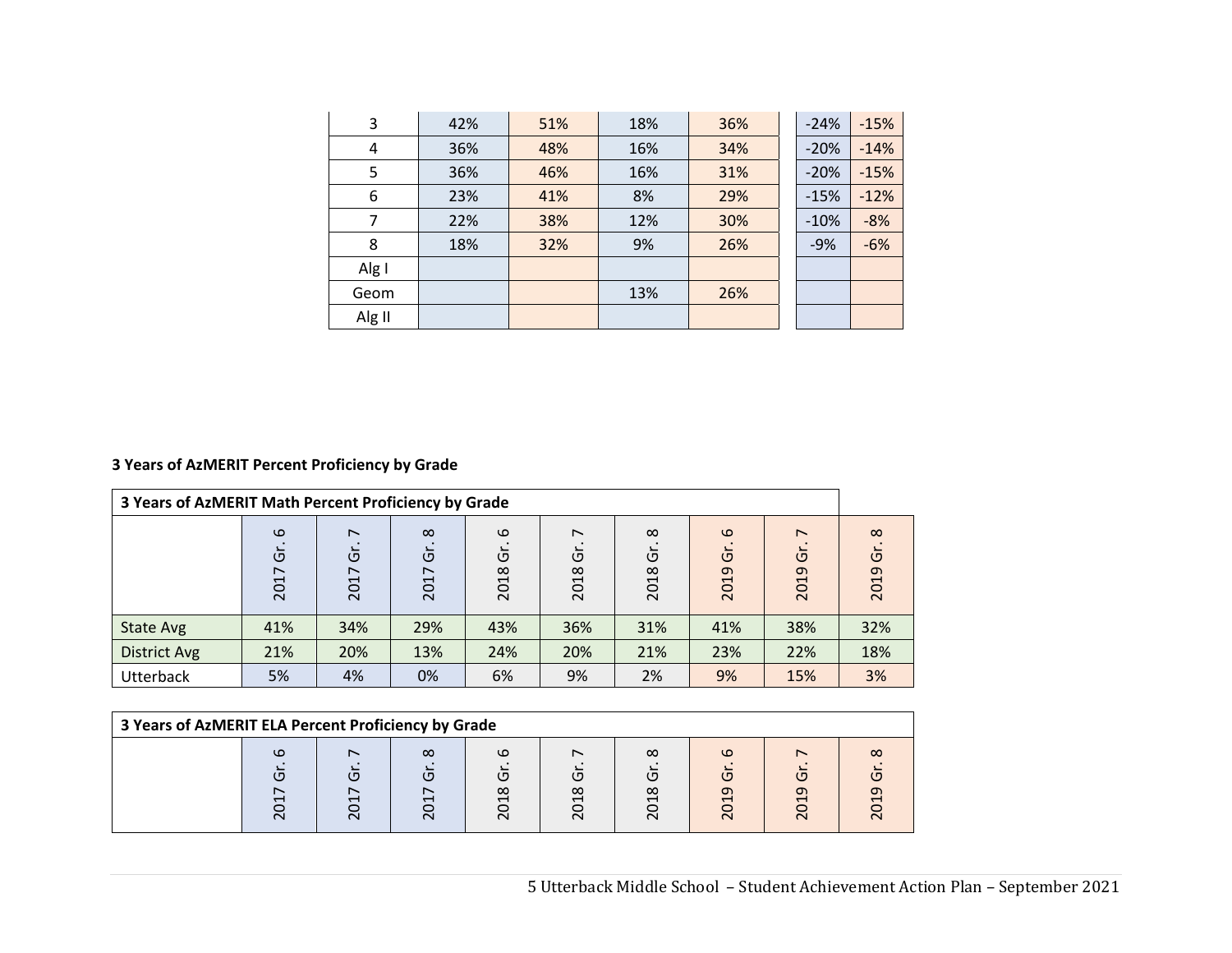| | | | | | | | |
|---|---|---|---|---|---|---|---|
| 3 | 42% | 51% | 18% | 36% | | -24% | -15% |
| 4 | 36% | 48% | 16% | 34% | | -20% | -14% |
| 5 | 36% | 46% | 16% | 31% | | -20% | -15% |
| 6 | 23% | 41% | 8% | 29% | | -15% | -12% |
| 7 | 22% | 38% | 12% | 30% | | -10% | -8% |
| 8 | 18% | 32% | 9% | 26% | | -9% | -6% |
| Alg I | | | | | | | |
| Geom | | | 13% | 26% | | | |
| Alg II | | | | | | | |

**3 Years of AzMERIT Percent Proficiency by Grade**

| 3 Years of AzMERIT Math Percent Proficiency by Grade | | | | | | | | | |
|---|---|---|---|---|---|---|---|---|---|
| | 2017 Gr. 6 | 2017 Gr. 7 | 2017 Gr. 8 | 2018 Gr. 6 | 2018 Gr. 7 | 2018 Gr. 8 | 2019 Gr. 6 | 2019 Gr. 7 | 2019 Gr. 8 |
| State Avg | 41% | 34% | 29% | 43% | 36% | 31% | 41% | 38% | 32% |
| District Avg | 21% | 20% | 13% | 24% | 20% | 21% | 23% | 22% | 18% |
| Utterback | 5% | 4% | 0% | 6% | 9% | 2% | 9% | 15% | 3% |

| 3 Years of AzMERIT ELA Percent Proficiency by Grade | | | | | | | | | |
|---|---|---|---|---|---|---|---|---|---|
| | 2017 Gr. 6 | 2017 Gr. 7 | 2017 Gr. 8 | 2018 Gr. 6 | 2018 Gr. 7 | 2018 Gr. 8 | 2019 Gr. 6 | 2019 Gr. 7 | 2019 Gr. 8 |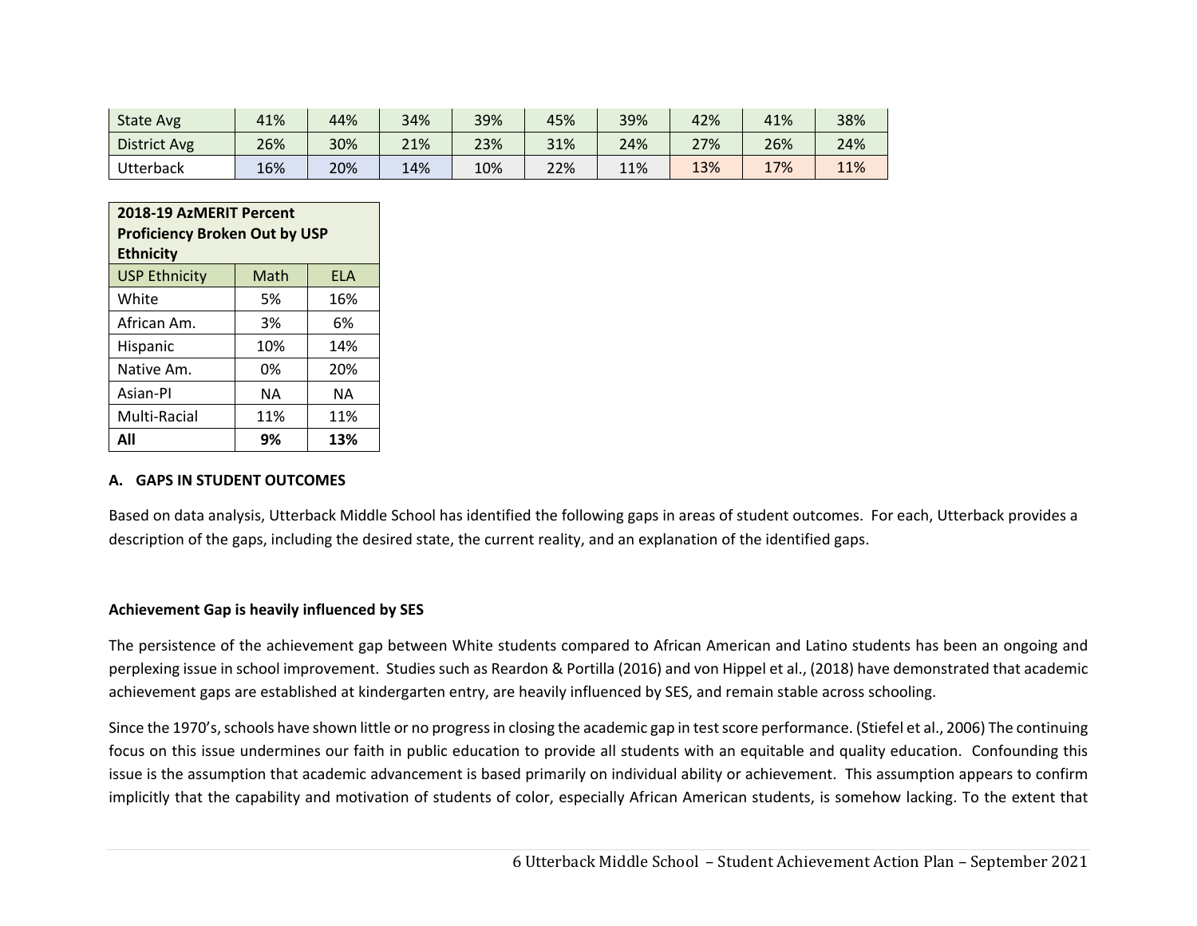| State Avg | 41% | 44% | 34% | 39% | 45% | 39% | 42% | 41% | 38% |
|---|---|---|---|---|---|---|---|---|---|
| District Avg | 26% | 30% | 21% | 23% | 31% | 24% | 27% | 26% | 24% |
| Utterback | 16% | 20% | 14% | 10% | 22% | 11% | 13% | 17% | 11% |

| 2018-19 AzMERIT Percent Proficiency Broken Out by USP Ethnicity | | |
|---|---|---|
| USP Ethnicity | Math | ELA |
| White | 5% | 16% |
| African Am. | 3% | 6% |
| Hispanic | 10% | 14% |
| Native Am. | 0% | 20% |
| Asian-PI | NA | NA |
| Multi-Racial | 11% | 11% |
| **All** | **9%** | **13%** |

## A. GAPS IN STUDENT OUTCOMES

Based on data analysis, Utterback Middle School has identified the following gaps in areas of student outcomes. For each, Utterback provides a description of the gaps, including the desired state, the current reality, and an explanation of the identified gaps.

### Achievement Gap is heavily influenced by SES

The persistence of the achievement gap between White students compared to African American and Latino students has been an ongoing and perplexing issue in school improvement. Studies such as Reardon & Portilla (2016) and von Hippel et al., (2018) have demonstrated that academic achievement gaps are established at kindergarten entry, are heavily influenced by SES, and remain stable across schooling.

Since the 1970's, schools have shown little or no progress in closing the academic gap in test score performance. (Stiefel et al., 2006) The continuing focus on this issue undermines our faith in public education to provide all students with an equitable and quality education. Confounding this issue is the assumption that academic advancement is based primarily on individual ability or achievement. This assumption appears to confirm implicitly that the capability and motivation of students of color, especially African American students, is somehow lacking. To the extent that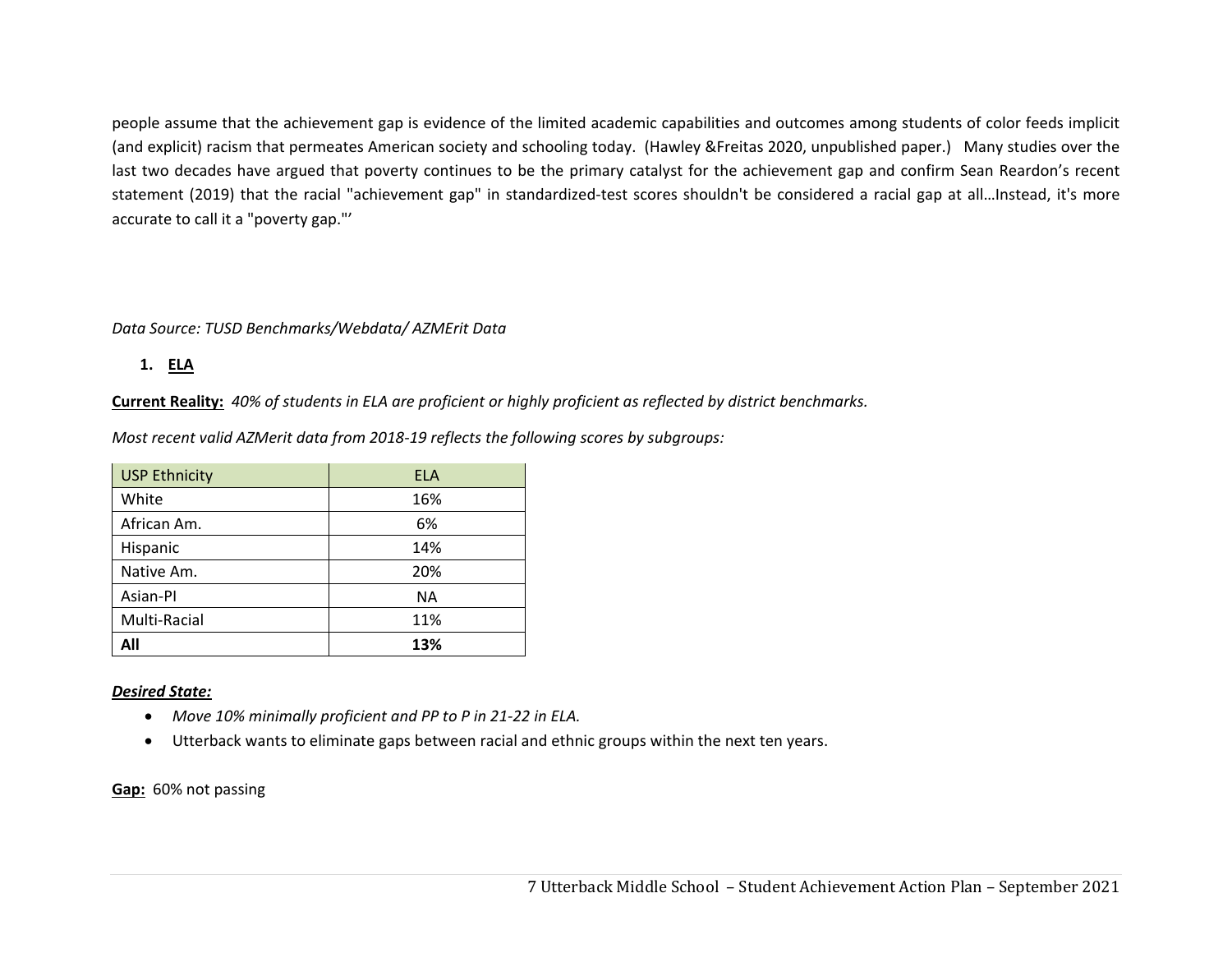people assume that the achievement gap is evidence of the limited academic capabilities and outcomes among students of color feeds implicit (and explicit) racism that permeates American society and schooling today. (Hawley &Freitas 2020, unpublished paper.) Many studies over the last two decades have argued that poverty continues to be the primary catalyst for the achievement gap and confirm Sean Reardon's recent statement (2019) that the racial "achievement gap" in standardized-test scores shouldn't be considered a racial gap at all…Instead, it's more accurate to call it a "poverty gap."'

*Data Source: TUSD Benchmarks/Webdata/ AZMErit Data*

1. **ELA**

**Current Reality:** *40% of students in ELA are proficient or highly proficient as reflected by district benchmarks.*

*Most recent valid AZMerit data from 2018-19 reflects the following scores by subgroups:*

| USP Ethnicity | ELA |
|---|---|
| White | 16% |
| African Am. | 6% |
| Hispanic | 14% |
| Native Am. | 20% |
| Asian-PI | NA |
| Multi-Racial | 11% |
| **All** | **13%** |

***Desired State:***

- *Move 10% minimally proficient and PP to P in 21-22 in ELA.*
- Utterback wants to eliminate gaps between racial and ethnic groups within the next ten years.

**Gap:** 60% not passing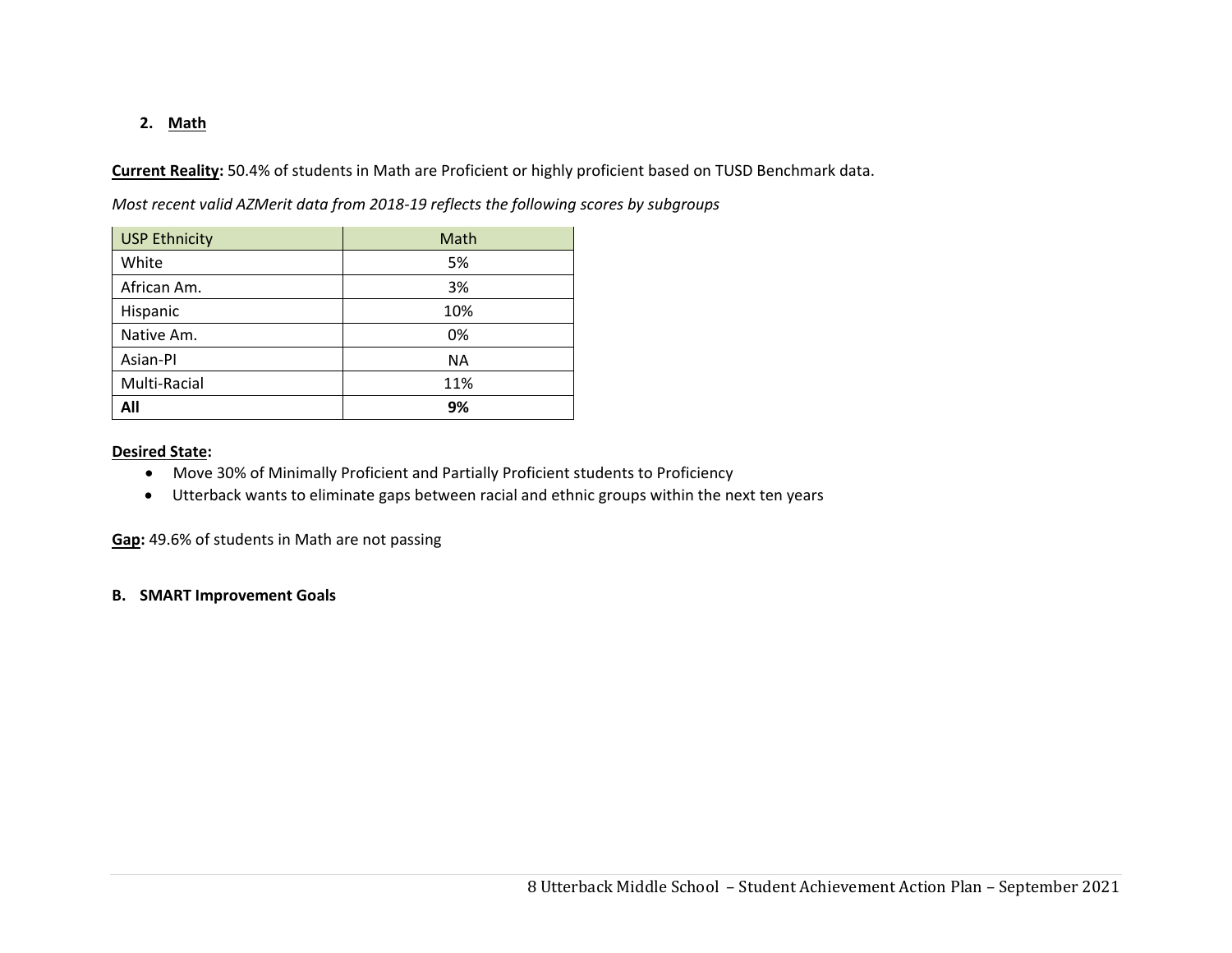2. **Math**

**Current Reality:** 50.4% of students in Math are Proficient or highly proficient based on TUSD Benchmark data.

*Most recent valid AZMerit data from 2018-19 reflects the following scores by subgroups*

| USP Ethnicity | Math |
|---|---|
| White | 5% |
| African Am. | 3% |
| Hispanic | 10% |
| Native Am. | 0% |
| Asian-PI | NA |
| Multi-Racial | 11% |
| **All** | **9%** |

**Desired State:**

- Move 30% of Minimally Proficient and Partially Proficient students to Proficiency
- Utterback wants to eliminate gaps between racial and ethnic groups within the next ten years

**Gap:** 49.6% of students in Math are not passing

**B. SMART Improvement Goals**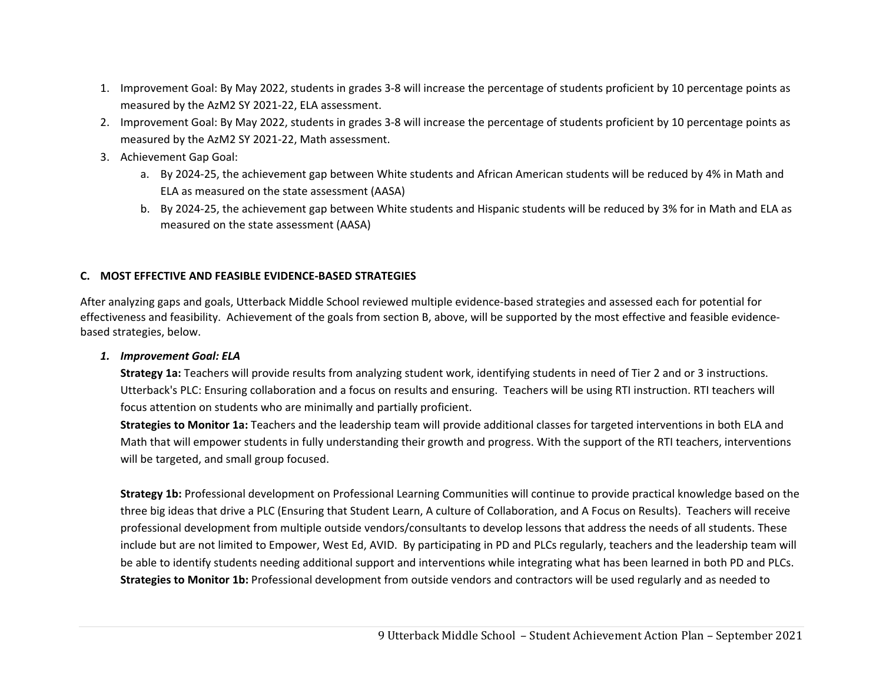1. Improvement Goal: By May 2022, students in grades 3-8 will increase the percentage of students proficient by 10 percentage points as measured by the AzM2 SY 2021-22, ELA assessment.
2. Improvement Goal: By May 2022, students in grades 3-8 will increase the percentage of students proficient by 10 percentage points as measured by the AzM2 SY 2021-22, Math assessment.
3. Achievement Gap Goal:
   a. By 2024-25, the achievement gap between White students and African American students will be reduced by 4% in Math and ELA as measured on the state assessment (AASA)
   b. By 2024-25, the achievement gap between White students and Hispanic students will be reduced by 3% for in Math and ELA as measured on the state assessment (AASA)

## C. MOST EFFECTIVE AND FEASIBLE EVIDENCE-BASED STRATEGIES

After analyzing gaps and goals, Utterback Middle School reviewed multiple evidence-based strategies and assessed each for potential for effectiveness and feasibility. Achievement of the goals from section B, above, will be supported by the most effective and feasible evidence-based strategies, below.

### *1. Improvement Goal: ELA*

**Strategy 1a:** Teachers will provide results from analyzing student work, identifying students in need of Tier 2 and or 3 instructions. Utterback's PLC: Ensuring collaboration and a focus on results and ensuring. Teachers will be using RTI instruction. RTI teachers will focus attention on students who are minimally and partially proficient.

**Strategies to Monitor 1a:** Teachers and the leadership team will provide additional classes for targeted interventions in both ELA and Math that will empower students in fully understanding their growth and progress. With the support of the RTI teachers, interventions will be targeted, and small group focused.

**Strategy 1b:** Professional development on Professional Learning Communities will continue to provide practical knowledge based on the three big ideas that drive a PLC (Ensuring that Student Learn, A culture of Collaboration, and A Focus on Results). Teachers will receive professional development from multiple outside vendors/consultants to develop lessons that address the needs of all students. These include but are not limited to Empower, West Ed, AVID. By participating in PD and PLCs regularly, teachers and the leadership team will be able to identify students needing additional support and interventions while integrating what has been learned in both PD and PLCs.

**Strategies to Monitor 1b:** Professional development from outside vendors and contractors will be used regularly and as needed to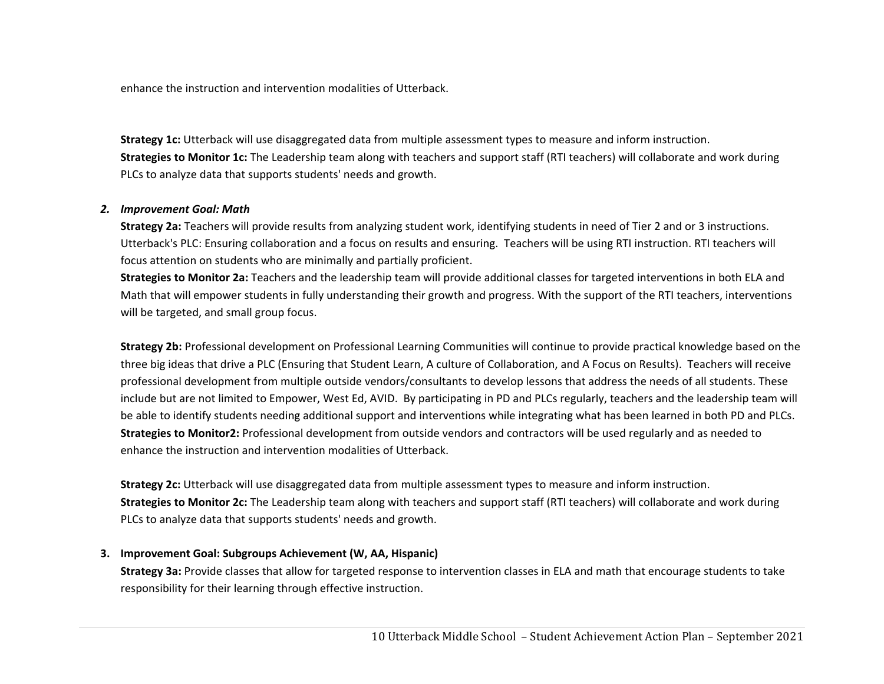enhance the instruction and intervention modalities of Utterback.

**Strategy 1c:** Utterback will use disaggregated data from multiple assessment types to measure and inform instruction.
**Strategies to Monitor 1c:** The Leadership team along with teachers and support staff (RTI teachers) will collaborate and work during PLCs to analyze data that supports students' needs and growth.

2. ***Improvement Goal: Math***

   **Strategy 2a:** Teachers will provide results from analyzing student work, identifying students in need of Tier 2 and or 3 instructions. Utterback's PLC: Ensuring collaboration and a focus on results and ensuring. Teachers will be using RTI instruction. RTI teachers will focus attention on students who are minimally and partially proficient.
   **Strategies to Monitor 2a:** Teachers and the leadership team will provide additional classes for targeted interventions in both ELA and Math that will empower students in fully understanding their growth and progress. With the support of the RTI teachers, interventions will be targeted, and small group focus.

   **Strategy 2b:** Professional development on Professional Learning Communities will continue to provide practical knowledge based on the three big ideas that drive a PLC (Ensuring that Student Learn, A culture of Collaboration, and A Focus on Results). Teachers will receive professional development from multiple outside vendors/consultants to develop lessons that address the needs of all students. These include but are not limited to Empower, West Ed, AVID. By participating in PD and PLCs regularly, teachers and the leadership team will be able to identify students needing additional support and interventions while integrating what has been learned in both PD and PLCs.
   **Strategies to Monitor2:** Professional development from outside vendors and contractors will be used regularly and as needed to enhance the instruction and intervention modalities of Utterback.

   **Strategy 2c:** Utterback will use disaggregated data from multiple assessment types to measure and inform instruction.
   **Strategies to Monitor 2c:** The Leadership team along with teachers and support staff (RTI teachers) will collaborate and work during PLCs to analyze data that supports students' needs and growth.

3. **Improvement Goal: Subgroups Achievement (W, AA, Hispanic)**

   **Strategy 3a:** Provide classes that allow for targeted response to intervention classes in ELA and math that encourage students to take responsibility for their learning through effective instruction.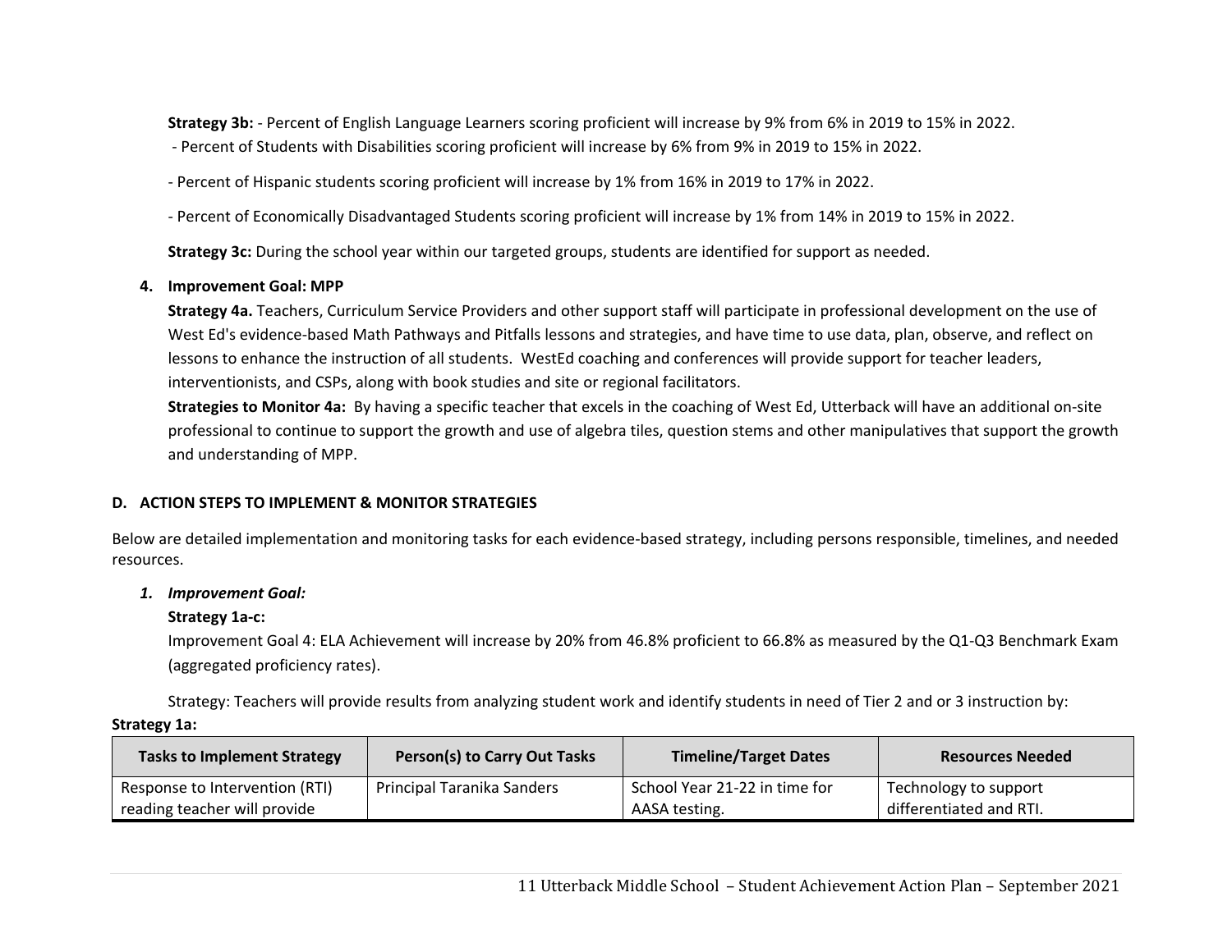**Strategy 3b:** - Percent of English Language Learners scoring proficient will increase by 9% from 6% in 2019 to 15% in 2022.

- Percent of Students with Disabilities scoring proficient will increase by 6% from 9% in 2019 to 15% in 2022.

- Percent of Hispanic students scoring proficient will increase by 1% from 16% in 2019 to 17% in 2022.

- Percent of Economically Disadvantaged Students scoring proficient will increase by 1% from 14% in 2019 to 15% in 2022.

**Strategy 3c:** During the school year within our targeted groups, students are identified for support as needed.

4. **Improvement Goal: MPP**

   **Strategy 4a.** Teachers, Curriculum Service Providers and other support staff will participate in professional development on the use of West Ed's evidence-based Math Pathways and Pitfalls lessons and strategies, and have time to use data, plan, observe, and reflect on lessons to enhance the instruction of all students. WestEd coaching and conferences will provide support for teacher leaders, interventionists, and CSPs, along with book studies and site or regional facilitators.

   **Strategies to Monitor 4a:** By having a specific teacher that excels in the coaching of West Ed, Utterback will have an additional on-site professional to continue to support the growth and use of algebra tiles, question stems and other manipulatives that support the growth and understanding of MPP.

### D. ACTION STEPS TO IMPLEMENT & MONITOR STRATEGIES

Below are detailed implementation and monitoring tasks for each evidence-based strategy, including persons responsible, timelines, and needed resources.

1. ***Improvement Goal:***

   **Strategy 1a-c:**

   Improvement Goal 4: ELA Achievement will increase by 20% from 46.8% proficient to 66.8% as measured by the Q1-Q3 Benchmark Exam (aggregated proficiency rates).

   Strategy: Teachers will provide results from analyzing student work and identify students in need of Tier 2 and or 3 instruction by:

**Strategy 1a:**

| Tasks to Implement Strategy | Person(s) to Carry Out Tasks | Timeline/Target Dates | Resources Needed |
|---|---|---|---|
| Response to Intervention (RTI) reading teacher will provide | Principal Taranika Sanders | School Year 21-22 in time for AASA testing. | Technology to support differentiated and RTI. |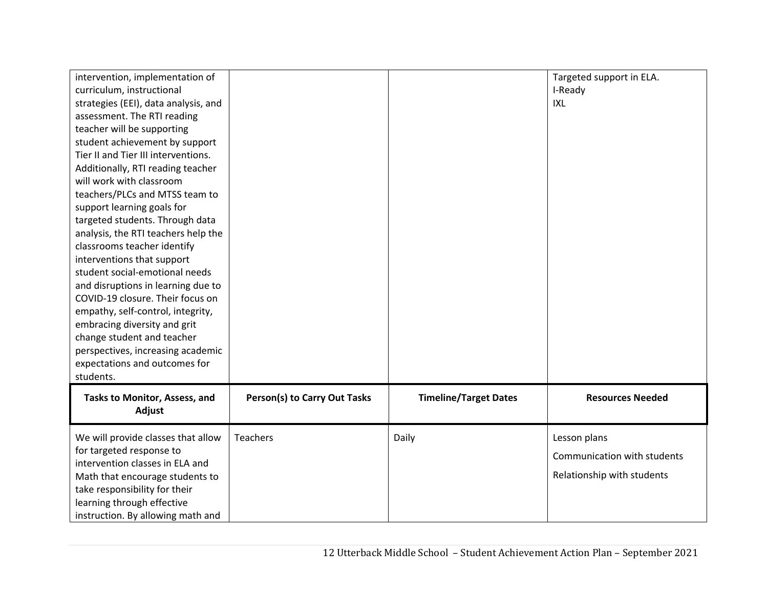| | | | |
|---|---|---|---|
| intervention, implementation of curriculum, instructional strategies (EEI), data analysis, and assessment. The RTI reading teacher will be supporting student achievement by support Tier II and Tier III interventions. Additionally, RTI reading teacher will work with classroom teachers/PLCs and MTSS team to support learning goals for targeted students. Through data analysis, the RTI teachers help the classrooms teacher identify interventions that support student social-emotional needs and disruptions in learning due to COVID-19 closure. Their focus on empathy, self-control, integrity, embracing diversity and grit change student and teacher perspectives, increasing academic expectations and outcomes for students. | | | Targeted support in ELA.<br>I-Ready<br>IXL |
| **Tasks to Monitor, Assess, and Adjust** | **Person(s) to Carry Out Tasks** | **Timeline/Target Dates** | **Resources Needed** |
| We will provide classes that allow for targeted response to intervention classes in ELA and Math that encourage students to take responsibility for their learning through effective instruction. By allowing math and | Teachers | Daily | Lesson plans<br>Communication with students<br>Relationship with students |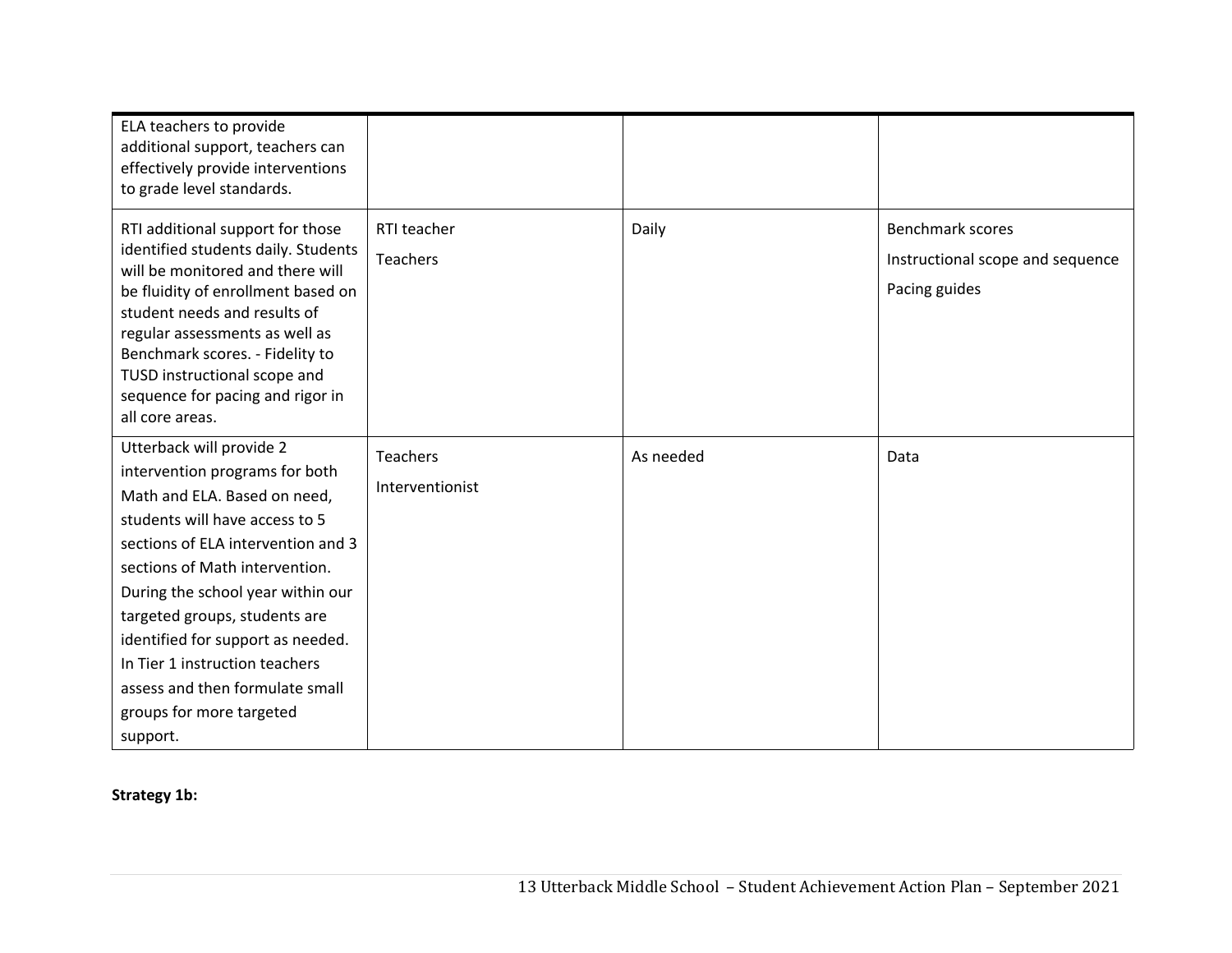| | | | |
|---|---|---|---|
| ELA teachers to provide additional support, teachers can effectively provide interventions to grade level standards. | | | |
| RTI additional support for those identified students daily. Students will be monitored and there will be fluidity of enrollment based on student needs and results of regular assessments as well as Benchmark scores. - Fidelity to TUSD instructional scope and sequence for pacing and rigor in all core areas. | RTI teacher<br>Teachers | Daily | Benchmark scores<br>Instructional scope and sequence<br>Pacing guides |
| Utterback will provide 2 intervention programs for both Math and ELA. Based on need, students will have access to 5 sections of ELA intervention and 3 sections of Math intervention. During the school year within our targeted groups, students are identified for support as needed. In Tier 1 instruction teachers assess and then formulate small groups for more targeted support. | Teachers<br>Interventionist | As needed | Data |

**Strategy 1b:**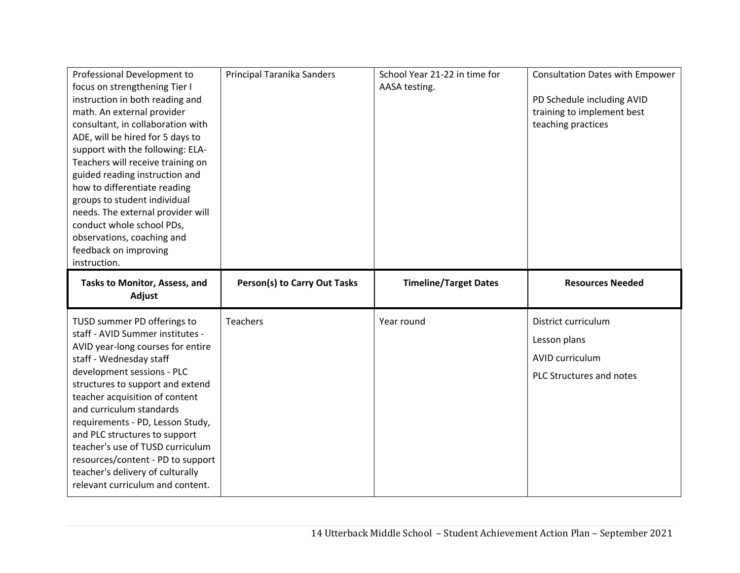| | | | |
|---|---|---|---|
| Professional Development to focus on strengthening Tier I instruction in both reading and math. An external provider consultant, in collaboration with ADE, will be hired for 5 days to support with the following: ELA- Teachers will receive training on guided reading instruction and how to differentiate reading groups to student individual needs. The external provider will conduct whole school PDs, observations, coaching and feedback on improving instruction. | Principal Taranika Sanders | School Year 21-22 in time for AASA testing. | Consultation Dates with Empower<br><br>PD Schedule including AVID training to implement best teaching practices |
| **Tasks to Monitor, Assess, and Adjust** | **Person(s) to Carry Out Tasks** | **Timeline/Target Dates** | **Resources Needed** |
| TUSD summer PD offerings to staff - AVID Summer institutes - AVID year-long courses for entire staff - Wednesday staff development sessions - PLC structures to support and extend teacher acquisition of content and curriculum standards requirements - PD, Lesson Study, and PLC structures to support teacher's use of TUSD curriculum resources/content - PD to support teacher's delivery of culturally relevant curriculum and content. | Teachers | Year round | District curriculum<br>Lesson plans<br>AVID curriculum<br>PLC Structures and notes |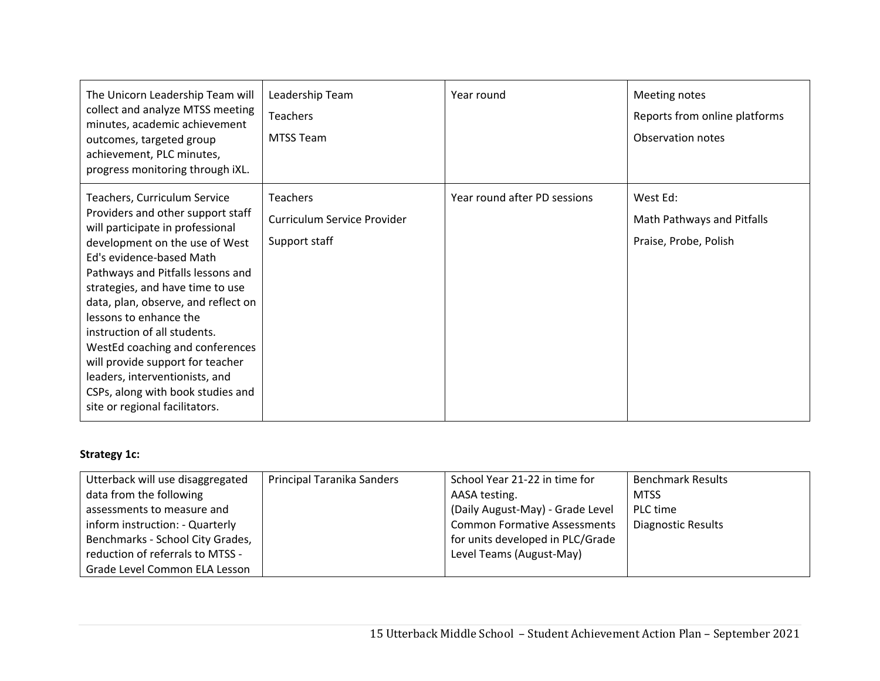| | | | |
|---|---|---|---|
| The Unicorn Leadership Team will collect and analyze MTSS meeting minutes, academic achievement outcomes, targeted group achievement, PLC minutes, progress monitoring through iXL. | Leadership Team<br>Teachers<br>MTSS Team | Year round | Meeting notes<br>Reports from online platforms<br>Observation notes |
| Teachers, Curriculum Service Providers and other support staff will participate in professional development on the use of West Ed's evidence-based Math Pathways and Pitfalls lessons and strategies, and have time to use data, plan, observe, and reflect on lessons to enhance the instruction of all students. WestEd coaching and conferences will provide support for teacher leaders, interventionists, and CSPs, along with book studies and site or regional facilitators. | Teachers<br>Curriculum Service Provider<br>Support staff | Year round after PD sessions | West Ed:<br>Math Pathways and Pitfalls<br>Praise, Probe, Polish |

**Strategy 1c:**

| | | | |
|---|---|---|---|
| Utterback will use disaggregated data from the following assessments to measure and inform instruction: - Quarterly Benchmarks - School City Grades, reduction of referrals to MTSS - Grade Level Common ELA Lesson | Principal Taranika Sanders | School Year 21-22 in time for AASA testing.<br>(Daily August-May) - Grade Level Common Formative Assessments for units developed in PLC/Grade Level Teams (August-May) | Benchmark Results<br>MTSS<br>PLC time<br>Diagnostic Results |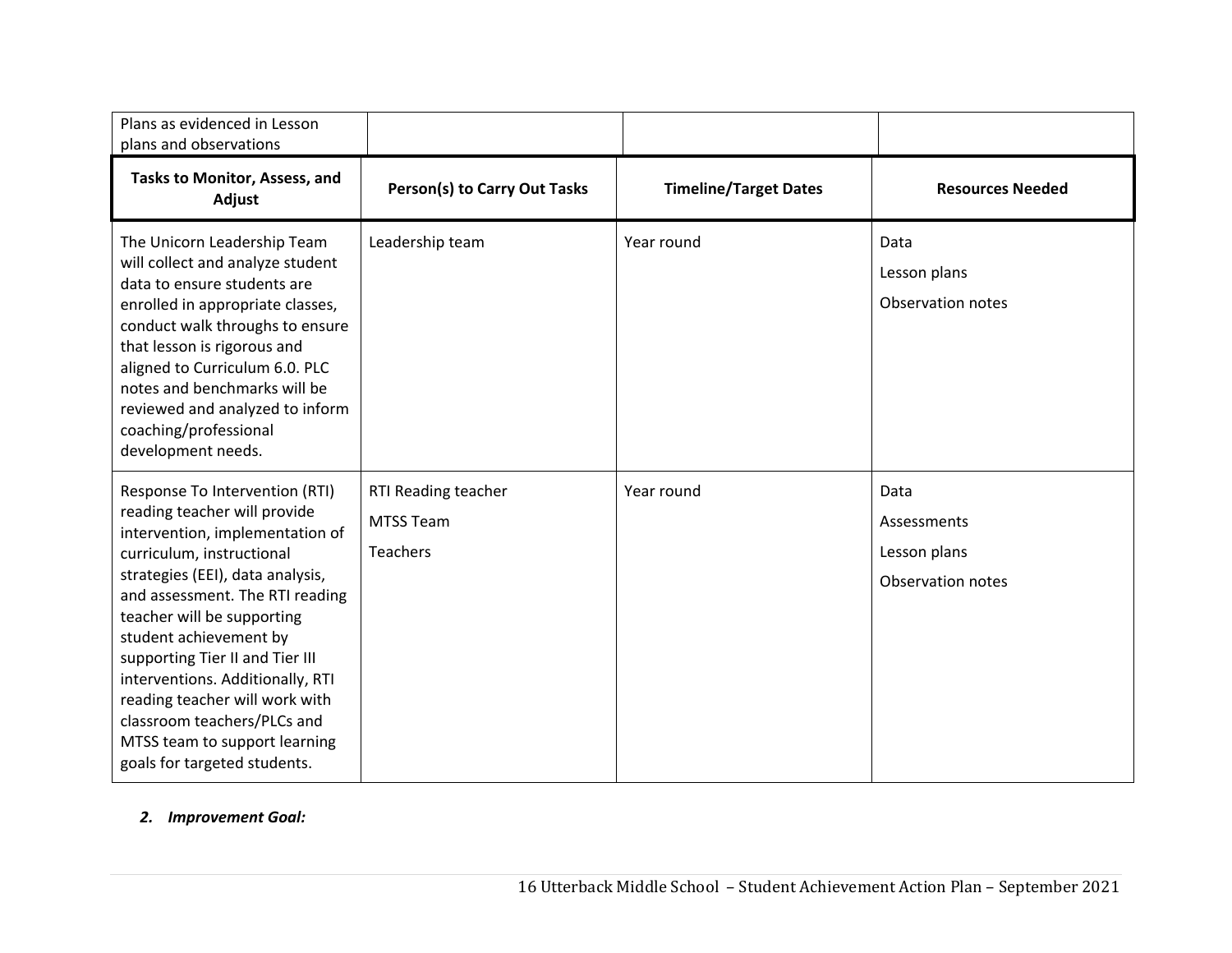| Plans as evidenced in Lesson plans and observations | | | |
|---|---|---|---|
| **Tasks to Monitor, Assess, and Adjust** | **Person(s) to Carry Out Tasks** | **Timeline/Target Dates** | **Resources Needed** |
| The Unicorn Leadership Team will collect and analyze student data to ensure students are enrolled in appropriate classes, conduct walk throughs to ensure that lesson is rigorous and aligned to Curriculum 6.0. PLC notes and benchmarks will be reviewed and analyzed to inform coaching/professional development needs. | Leadership team | Year round | Data<br>Lesson plans<br>Observation notes |
| Response To Intervention (RTI) reading teacher will provide intervention, implementation of curriculum, instructional strategies (EEI), data analysis, and assessment. The RTI reading teacher will be supporting student achievement by supporting Tier II and Tier III interventions. Additionally, RTI reading teacher will work with classroom teachers/PLCs and MTSS team to support learning goals for targeted students. | RTI Reading teacher<br>MTSS Team<br>Teachers | Year round | Data<br>Assessments<br>Lesson plans<br>Observation notes |

***2. Improvement Goal:***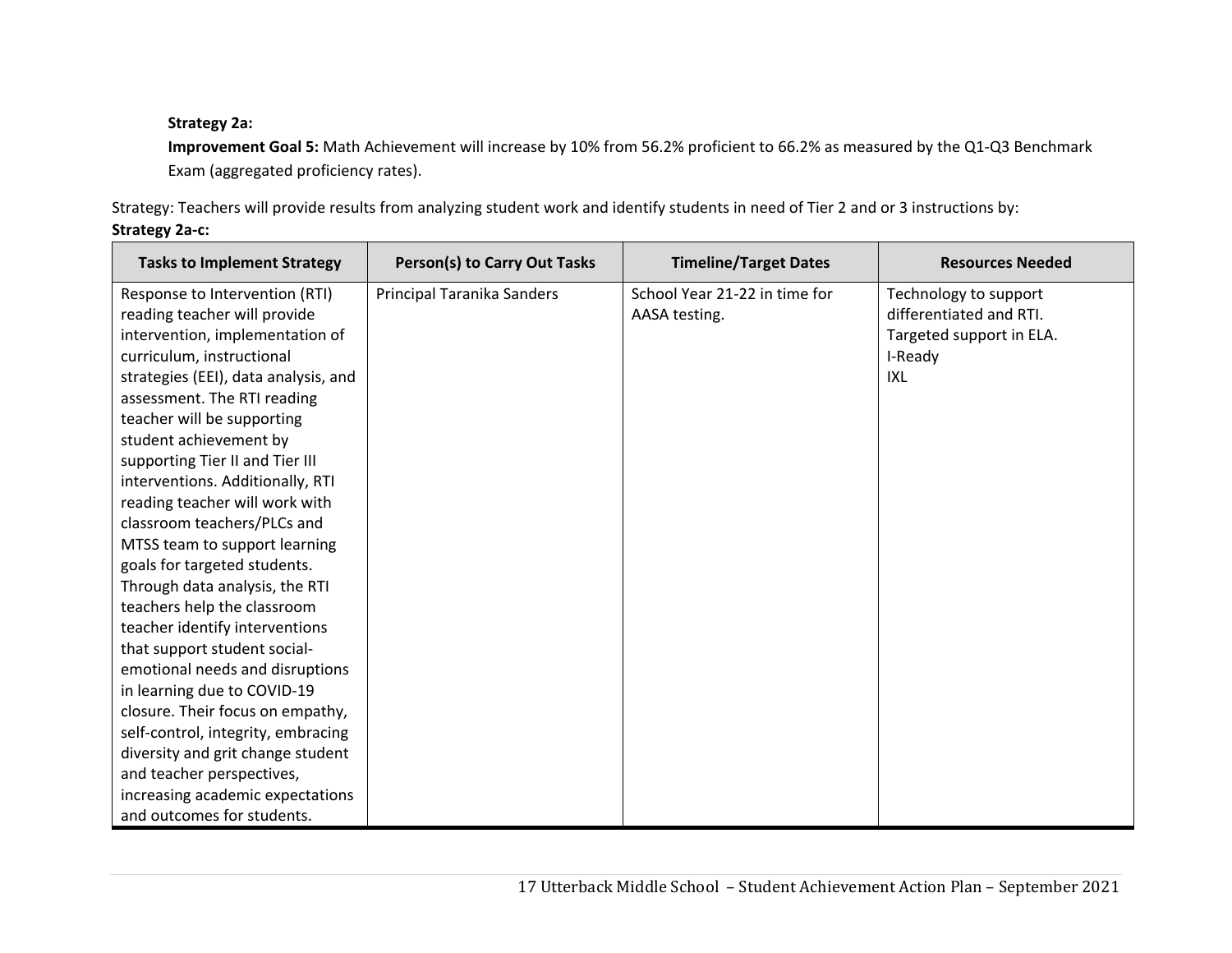**Strategy 2a:**

**Improvement Goal 5:** Math Achievement will increase by 10% from 56.2% proficient to 66.2% as measured by the Q1-Q3 Benchmark Exam (aggregated proficiency rates).

Strategy: Teachers will provide results from analyzing student work and identify students in need of Tier 2 and or 3 instructions by:

**Strategy 2a-c:**

| Tasks to Implement Strategy | Person(s) to Carry Out Tasks | Timeline/Target Dates | Resources Needed |
| --- | --- | --- | --- |
| Response to Intervention (RTI) reading teacher will provide intervention, implementation of curriculum, instructional strategies (EEI), data analysis, and assessment. The RTI reading teacher will be supporting student achievement by supporting Tier II and Tier III interventions. Additionally, RTI reading teacher will work with classroom teachers/PLCs and MTSS team to support learning goals for targeted students. Through data analysis, the RTI teachers help the classroom teacher identify interventions that support student social-emotional needs and disruptions in learning due to COVID-19 closure. Their focus on empathy, self-control, integrity, embracing diversity and grit change student and teacher perspectives, increasing academic expectations and outcomes for students. | Principal Taranika Sanders | School Year 21-22 in time for AASA testing. | Technology to support differentiated and RTI.<br>Targeted support in ELA.<br>I-Ready<br>IXL |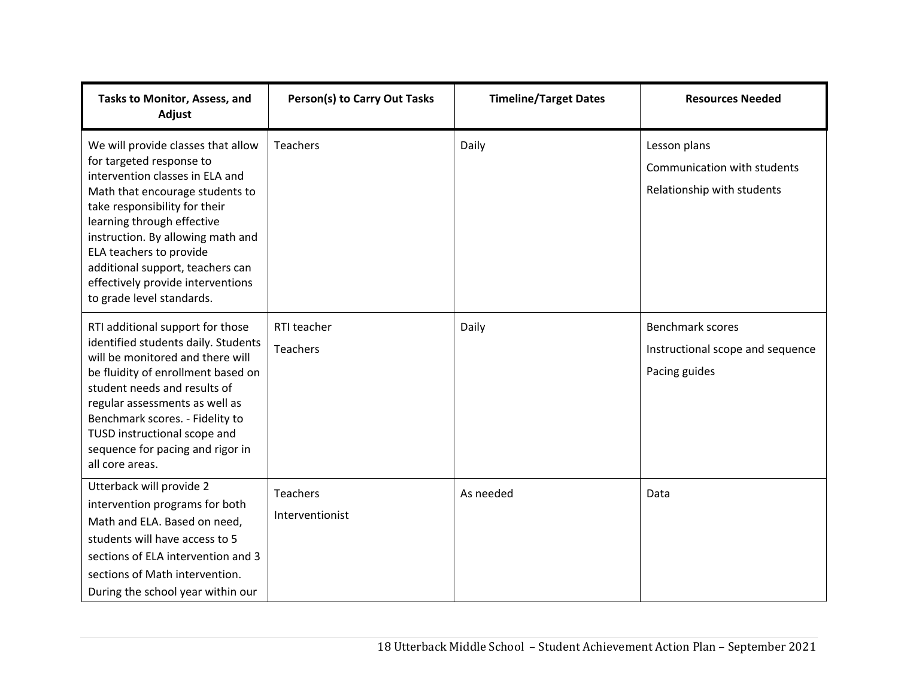| Tasks to Monitor, Assess, and Adjust | Person(s) to Carry Out Tasks | Timeline/Target Dates | Resources Needed |
| --- | --- | --- | --- |
| We will provide classes that allow for targeted response to intervention classes in ELA and Math that encourage students to take responsibility for their learning through effective instruction. By allowing math and ELA teachers to provide additional support, teachers can effectively provide interventions to grade level standards. | Teachers | Daily | Lesson plans<br>Communication with students<br>Relationship with students |
| RTI additional support for those identified students daily. Students will be monitored and there will be fluidity of enrollment based on student needs and results of regular assessments as well as Benchmark scores. - Fidelity to TUSD instructional scope and sequence for pacing and rigor in all core areas. | RTI teacher<br>Teachers | Daily | Benchmark scores<br>Instructional scope and sequence<br>Pacing guides |
| Utterback will provide 2 intervention programs for both Math and ELA. Based on need, students will have access to 5 sections of ELA intervention and 3 sections of Math intervention. During the school year within our | Teachers<br>Interventionist | As needed | Data |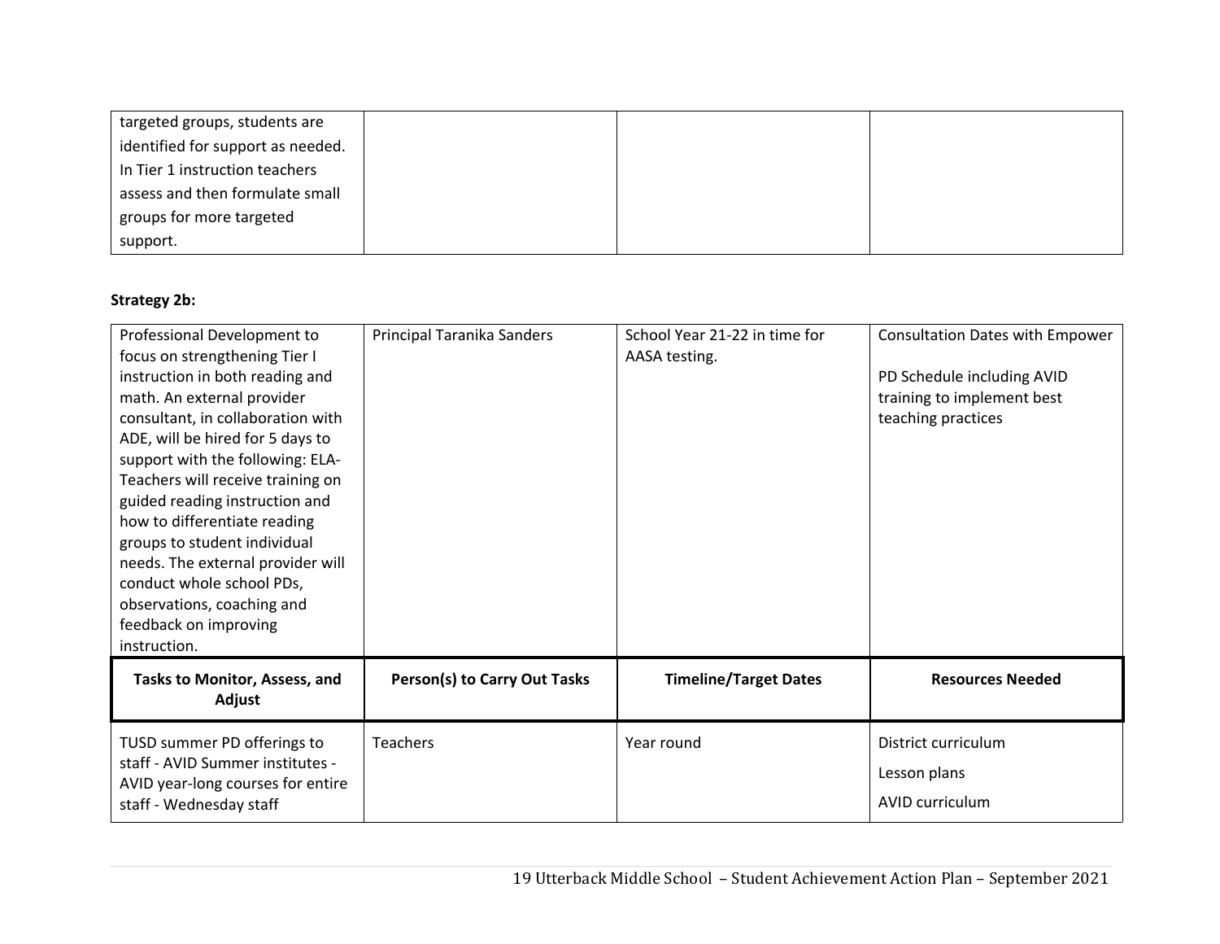| | | | |
|---|---|---|---|
| targeted groups, students are identified for support as needed. In Tier 1 instruction teachers assess and then formulate small groups for more targeted support. | | | |

**Strategy 2b:**

| | | | |
|---|---|---|---|
| Professional Development to focus on strengthening Tier I instruction in both reading and math. An external provider consultant, in collaboration with ADE, will be hired for 5 days to support with the following: ELA-Teachers will receive training on guided reading instruction and how to differentiate reading groups to student individual needs. The external provider will conduct whole school PDs, observations, coaching and feedback on improving instruction. | Principal Taranika Sanders | School Year 21-22 in time for AASA testing. | Consultation Dates with Empower<br><br>PD Schedule including AVID training to implement best teaching practices |
| **Tasks to Monitor, Assess, and Adjust** | **Person(s) to Carry Out Tasks** | **Timeline/Target Dates** | **Resources Needed** |
| TUSD summer PD offerings to staff - AVID Summer institutes - AVID year-long courses for entire staff - Wednesday staff | Teachers | Year round | District curriculum<br><br>Lesson plans<br><br>AVID curriculum |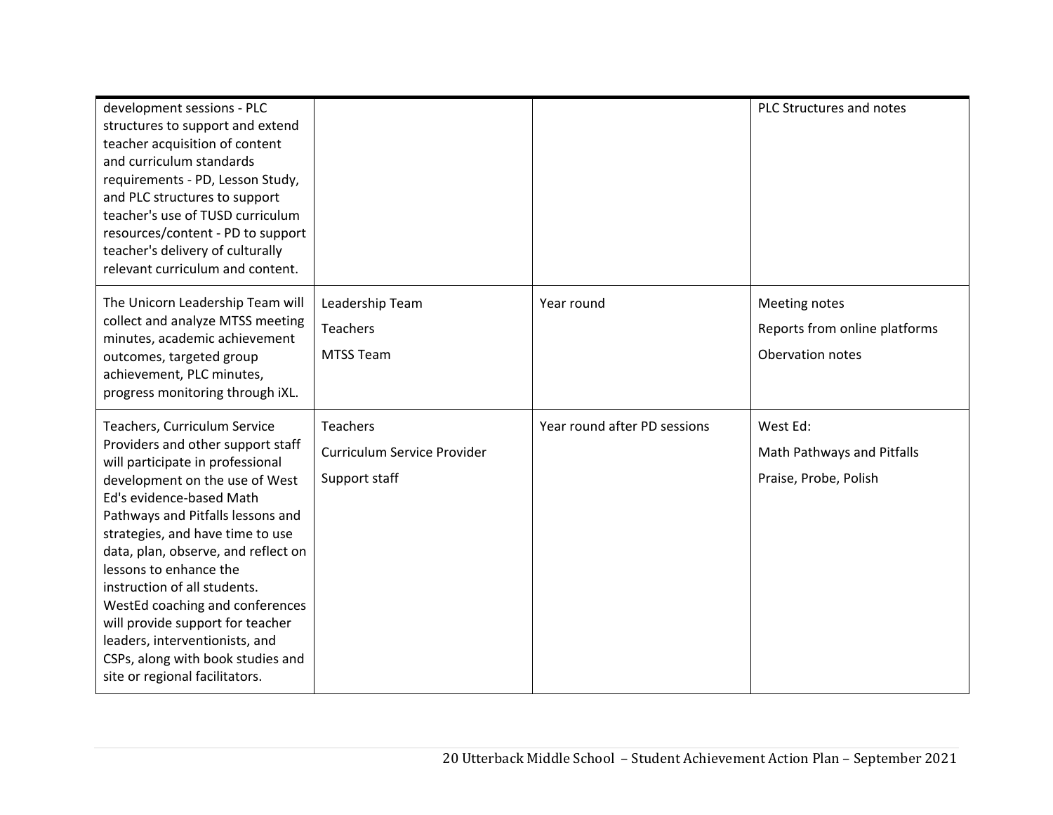| | | | |
|---|---|---|---|
| development sessions - PLC structures to support and extend teacher acquisition of content and curriculum standards requirements - PD, Lesson Study, and PLC structures to support teacher's use of TUSD curriculum resources/content - PD to support teacher's delivery of culturally relevant curriculum and content. | | | PLC Structures and notes |
| The Unicorn Leadership Team will collect and analyze MTSS meeting minutes, academic achievement outcomes, targeted group achievement, PLC minutes, progress monitoring through iXL. | Leadership Team<br>Teachers<br>MTSS Team | Year round | Meeting notes<br>Reports from online platforms<br>Observation notes |
| Teachers, Curriculum Service Providers and other support staff will participate in professional development on the use of West Ed's evidence-based Math Pathways and Pitfalls lessons and strategies, and have time to use data, plan, observe, and reflect on lessons to enhance the instruction of all students. WestEd coaching and conferences will provide support for teacher leaders, interventionists, and CSPs, along with book studies and site or regional facilitators. | Teachers<br>Curriculum Service Provider<br>Support staff | Year round after PD sessions | West Ed:<br>Math Pathways and Pitfalls<br>Praise, Probe, Polish |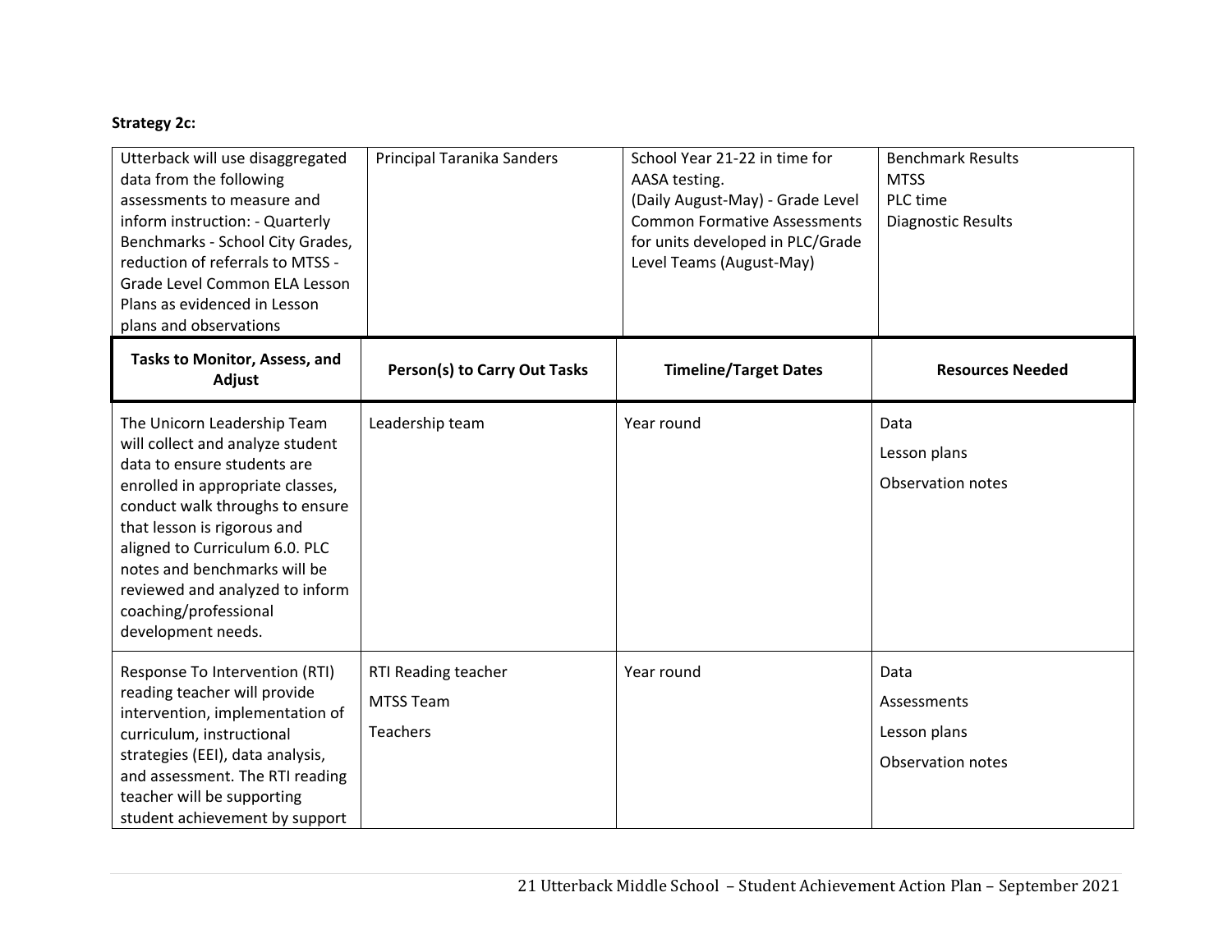**Strategy 2c:**

| Utterback will use disaggregated data from the following assessments to measure and inform instruction: - Quarterly Benchmarks - School City Grades, reduction of referrals to MTSS - Grade Level Common ELA Lesson Plans as evidenced in Lesson plans and observations | Principal Taranika Sanders | School Year 21-22 in time for AASA testing.<br>(Daily August-May) - Grade Level Common Formative Assessments for units developed in PLC/Grade Level Teams (August-May) | Benchmark Results<br>MTSS<br>PLC time<br>Diagnostic Results |
|---|---|---|---|
| **Tasks to Monitor, Assess, and Adjust** | **Person(s) to Carry Out Tasks** | **Timeline/Target Dates** | **Resources Needed** |
| The Unicorn Leadership Team will collect and analyze student data to ensure students are enrolled in appropriate classes, conduct walk throughs to ensure that lesson is rigorous and aligned to Curriculum 6.0. PLC notes and benchmarks will be reviewed and analyzed to inform coaching/professional development needs. | Leadership team | Year round | Data<br>Lesson plans<br>Observation notes |
| Response To Intervention (RTI) reading teacher will provide intervention, implementation of curriculum, instructional strategies (EEI), data analysis, and assessment. The RTI reading teacher will be supporting student achievement by support | RTI Reading teacher<br>MTSS Team<br>Teachers | Year round | Data<br>Assessments<br>Lesson plans<br>Observation notes |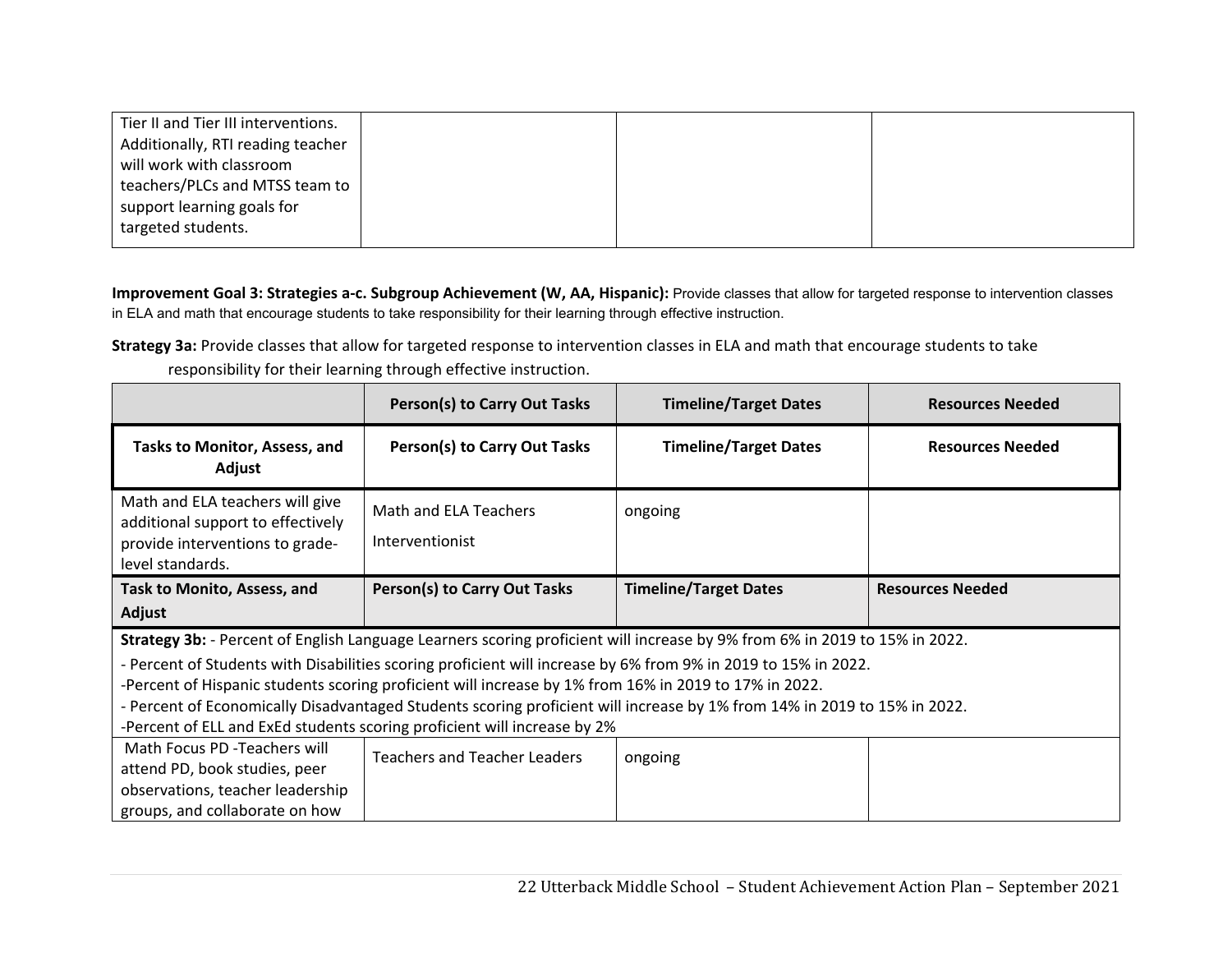| | | | |
|---|---|---|---|
| Tier II and Tier III interventions. Additionally, RTI reading teacher will work with classroom teachers/PLCs and MTSS team to support learning goals for targeted students. | | | |

**Improvement Goal 3: Strategies a-c. Subgroup Achievement (W, AA, Hispanic):** Provide classes that allow for targeted response to intervention classes in ELA and math that encourage students to take responsibility for their learning through effective instruction.

**Strategy 3a:** Provide classes that allow for targeted response to intervention classes in ELA and math that encourage students to take responsibility for their learning through effective instruction.

| | Person(s) to Carry Out Tasks | Timeline/Target Dates | Resources Needed |
|---|---|---|---|
| **Tasks to Monitor, Assess, and Adjust** | **Person(s) to Carry Out Tasks** | **Timeline/Target Dates** | **Resources Needed** |
| Math and ELA teachers will give additional support to effectively provide interventions to grade-level standards. | Math and ELA Teachers<br>Interventionist | ongoing | |
| **Task to Monito, Assess, and Adjust** | **Person(s) to Carry Out Tasks** | **Timeline/Target Dates** | **Resources Needed** |
| **Strategy 3b:** - Percent of English Language Learners scoring proficient will increase by 9% from 6% in 2019 to 15% in 2022.<br>- Percent of Students with Disabilities scoring proficient will increase by 6% from 9% in 2019 to 15% in 2022.<br>-Percent of Hispanic students scoring proficient will increase by 1% from 16% in 2019 to 17% in 2022.<br>- Percent of Economically Disadvantaged Students scoring proficient will increase by 1% from 14% in 2019 to 15% in 2022.<br>-Percent of ELL and ExEd students scoring proficient will increase by 2% | | | |
| Math Focus PD -Teachers will attend PD, book studies, peer observations, teacher leadership groups, and collaborate on how | Teachers and Teacher Leaders | ongoing | |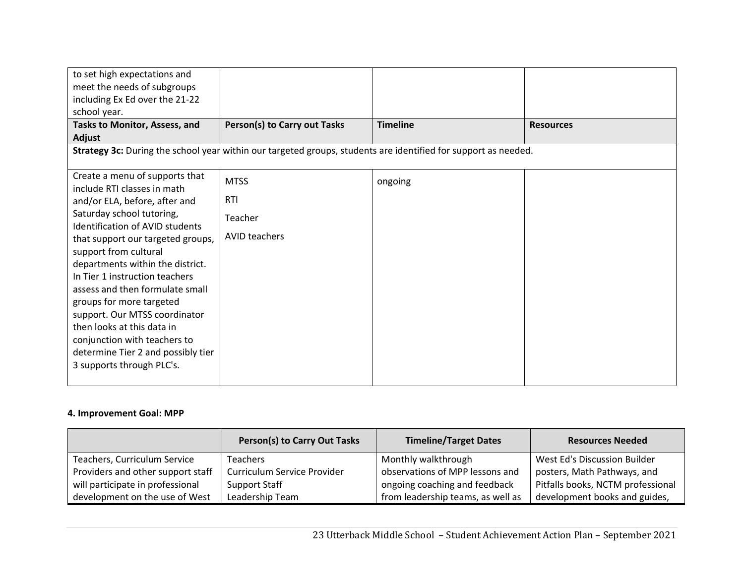| to set high expectations and meet the needs of subgroups including Ex Ed over the 21-22 school year. | | | |
|---|---|---|---|
| **Tasks to Monitor, Assess, and Adjust** | **Person(s) to Carry out Tasks** | **Timeline** | **Resources** |
| **Strategy 3c:** During the school year within our targeted groups, students are identified for support as needed. | | | |
| Create a menu of supports that include RTI classes in math and/or ELA, before, after and Saturday school tutoring, Identification of AVID students that support our targeted groups, support from cultural departments within the district. In Tier 1 instruction teachers assess and then formulate small groups for more targeted support. Our MTSS coordinator then looks at this data in conjunction with teachers to determine Tier 2 and possibly tier 3 supports through PLC's. | MTSS<br>RTI<br>Teacher<br>AVID teachers | ongoing | |

**4. Improvement Goal: MPP**

| | Person(s) to Carry Out Tasks | Timeline/Target Dates | Resources Needed |
|---|---|---|---|
| Teachers, Curriculum Service Providers and other support staff will participate in professional development on the use of West | Teachers<br>Curriculum Service Provider<br>Support Staff<br>Leadership Team | Monthly walkthrough observations of MPP lessons and ongoing coaching and feedback from leadership teams, as well as | West Ed's Discussion Builder posters, Math Pathways, and Pitfalls books, NCTM professional development books and guides, |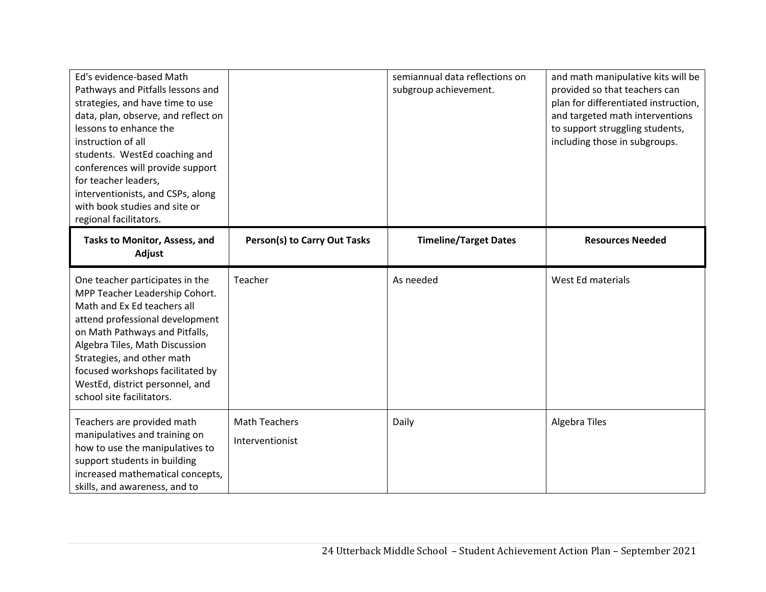| | | | |
|---|---|---|---|
| Ed's evidence-based Math Pathways and Pitfalls lessons and strategies, and have time to use data, plan, observe, and reflect on lessons to enhance the instruction of all students. WestEd coaching and conferences will provide support for teacher leaders, interventionists, and CSPs, along with book studies and site or regional facilitators. | | semiannual data reflections on subgroup achievement. | and math manipulative kits will be provided so that teachers can plan for differentiated instruction, and targeted math interventions to support struggling students, including those in subgroups. |
| **Tasks to Monitor, Assess, and Adjust** | **Person(s) to Carry Out Tasks** | **Timeline/Target Dates** | **Resources Needed** |
| One teacher participates in the MPP Teacher Leadership Cohort. Math and Ex Ed teachers all attend professional development on Math Pathways and Pitfalls, Algebra Tiles, Math Discussion Strategies, and other math focused workshops facilitated by WestEd, district personnel, and school site facilitators. | Teacher | As needed | West Ed materials |
| Teachers are provided math manipulatives and training on how to use the manipulatives to support students in building increased mathematical concepts, skills, and awareness, and to | Math Teachers<br>Interventionist | Daily | Algebra Tiles |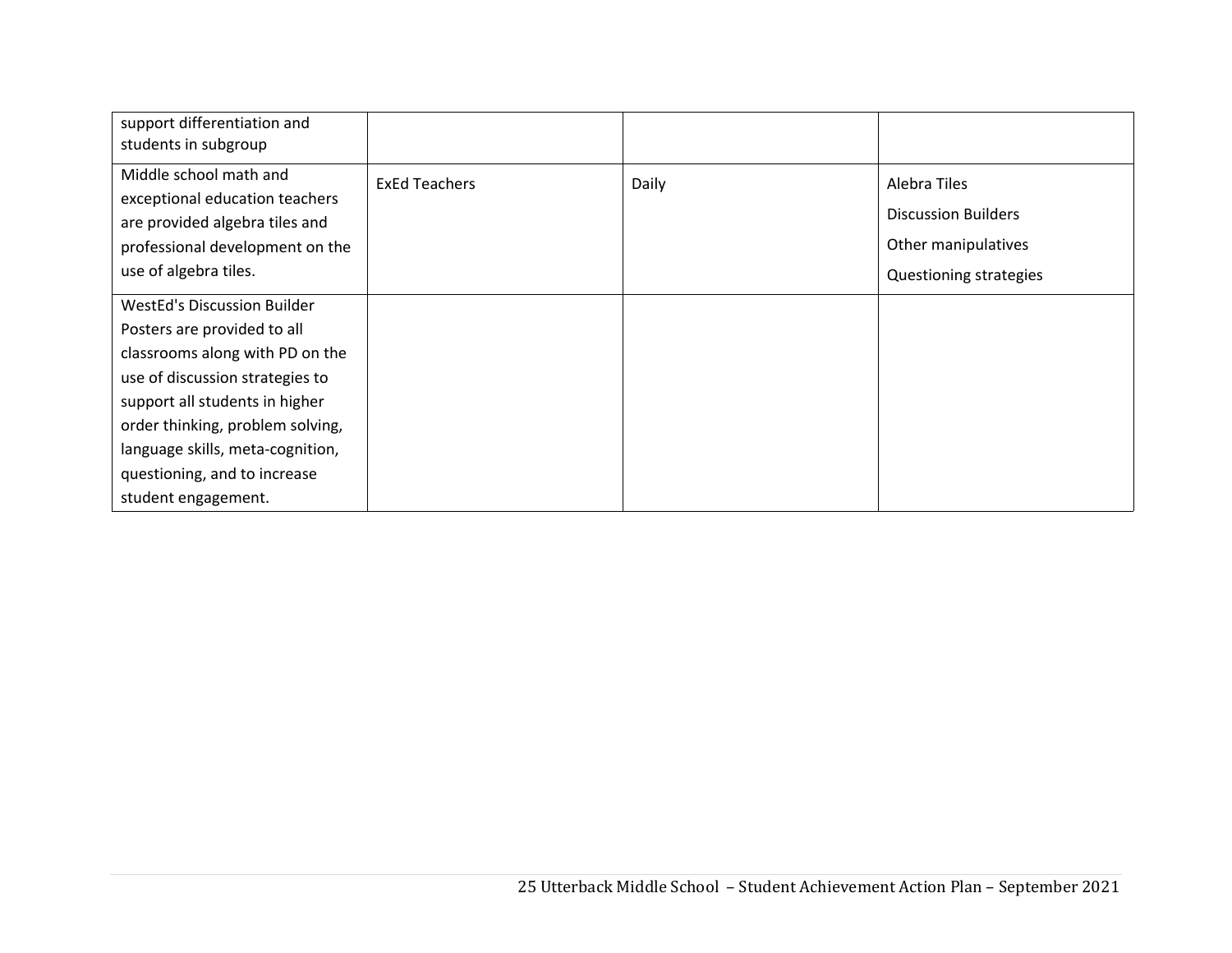| | | | |
|---|---|---|---|
| support differentiation and students in subgroup | | | |
| Middle school math and exceptional education teachers are provided algebra tiles and professional development on the use of algebra tiles. | ExEd Teachers | Daily | Alebra Tiles<br>Discussion Builders<br>Other manipulatives<br>Questioning strategies |
| WestEd's Discussion Builder Posters are provided to all classrooms along with PD on the use of discussion strategies to support all students in higher order thinking, problem solving, language skills, meta-cognition, questioning, and to increase student engagement. | | | |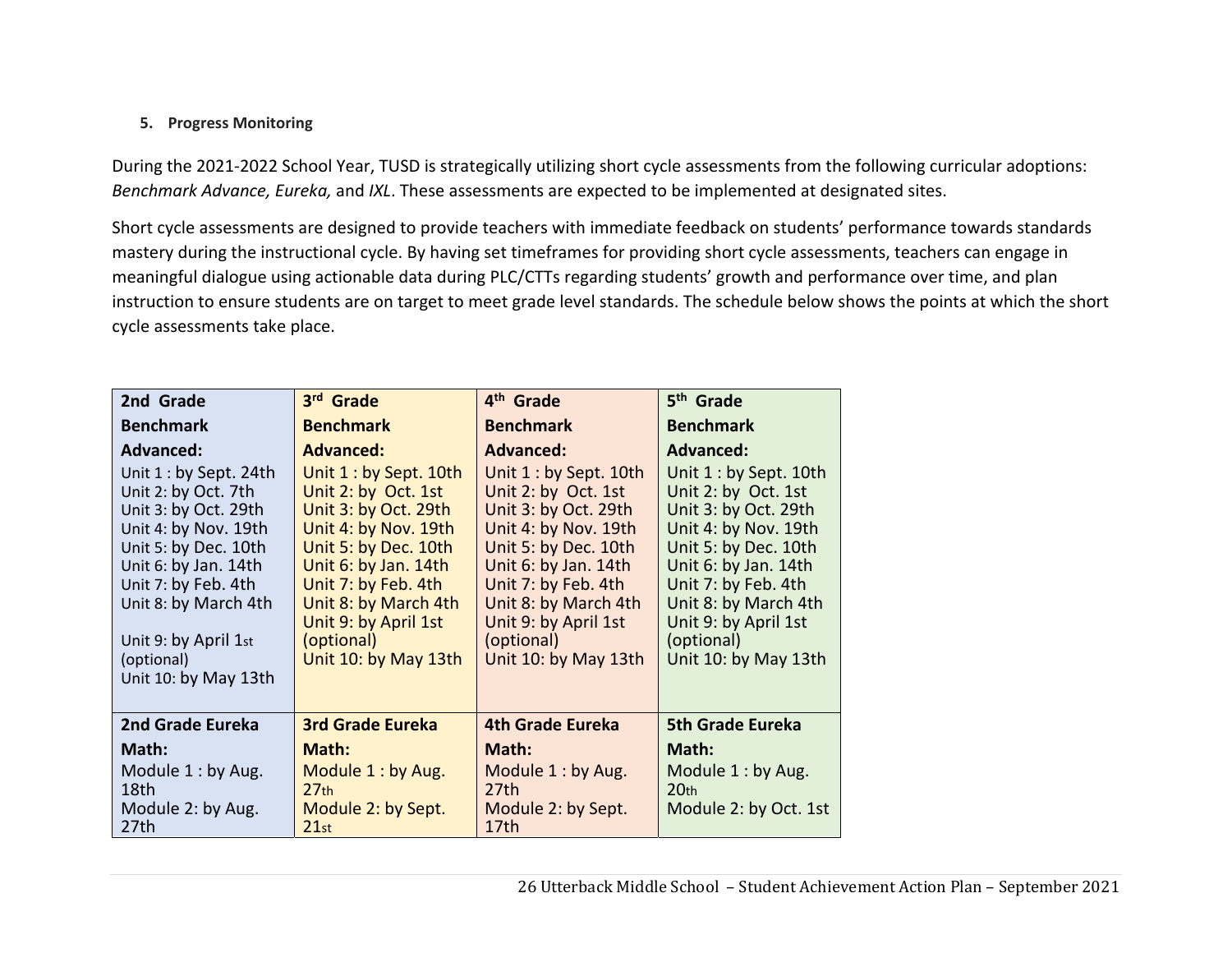**5. Progress Monitoring**

During the 2021-2022 School Year, TUSD is strategically utilizing short cycle assessments from the following curricular adoptions: *Benchmark Advance, Eureka,* and *IXL*. These assessments are expected to be implemented at designated sites.

Short cycle assessments are designed to provide teachers with immediate feedback on students' performance towards standards mastery during the instructional cycle. By having set timeframes for providing short cycle assessments, teachers can engage in meaningful dialogue using actionable data during PLC/CTTs regarding students' growth and performance over time, and plan instruction to ensure students are on target to meet grade level standards. The schedule below shows the points at which the short cycle assessments take place.

| 2nd Grade Benchmark Advanced: | 3rd Grade Benchmark Advanced: | 4th Grade Benchmark Advanced: | 5th Grade Benchmark Advanced: |
|---|---|---|---|
| Unit 1 : by Sept. 24th<br>Unit 2: by Oct. 7th<br>Unit 3: by Oct. 29th<br>Unit 4: by Nov. 19th<br>Unit 5: by Dec. 10th<br>Unit 6: by Jan. 14th<br>Unit 7: by Feb. 4th<br>Unit 8: by March 4th<br>Unit 9: by April 1st (optional)<br>Unit 10: by May 13th | Unit 1 : by Sept. 10th<br>Unit 2: by Oct. 1st<br>Unit 3: by Oct. 29th<br>Unit 4: by Nov. 19th<br>Unit 5: by Dec. 10th<br>Unit 6: by Jan. 14th<br>Unit 7: by Feb. 4th<br>Unit 8: by March 4th<br>Unit 9: by April 1st (optional)<br>Unit 10: by May 13th | Unit 1 : by Sept. 10th<br>Unit 2: by Oct. 1st<br>Unit 3: by Oct. 29th<br>Unit 4: by Nov. 19th<br>Unit 5: by Dec. 10th<br>Unit 6: by Jan. 14th<br>Unit 7: by Feb. 4th<br>Unit 8: by March 4th<br>Unit 9: by April 1st (optional)<br>Unit 10: by May 13th | Unit 1 : by Sept. 10th<br>Unit 2: by Oct. 1st<br>Unit 3: by Oct. 29th<br>Unit 4: by Nov. 19th<br>Unit 5: by Dec. 10th<br>Unit 6: by Jan. 14th<br>Unit 7: by Feb. 4th<br>Unit 8: by March 4th<br>Unit 9: by April 1st (optional)<br>Unit 10: by May 13th |
| **2nd Grade Eureka Math:** | **3rd Grade Eureka Math:** | **4th Grade Eureka Math:** | **5th Grade Eureka Math:** |
| Module 1 : by Aug. 18th<br>Module 2: by Aug. 27th | Module 1 : by Aug. 27th<br>Module 2: by Sept. 21st | Module 1 : by Aug. 27th<br>Module 2: by Sept. 17th | Module 1 : by Aug. 20th<br>Module 2: by Oct. 1st |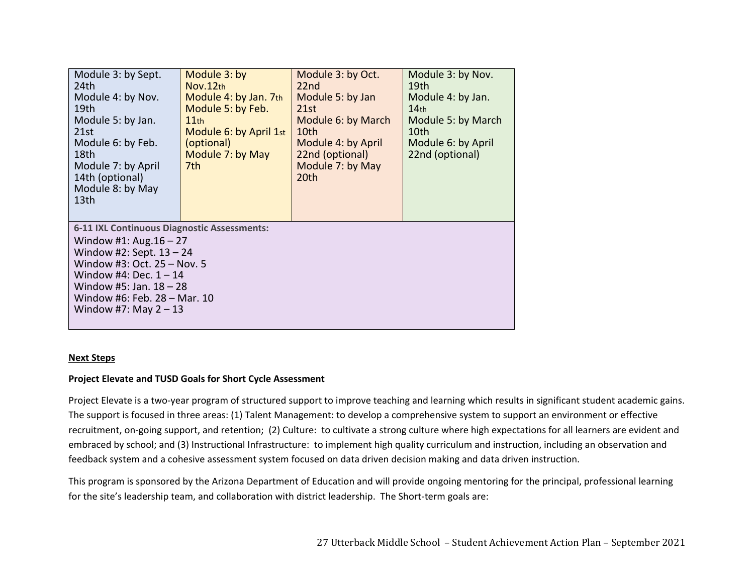| | | | |
|---|---|---|---|
| Module 3: by Sept. 24th<br>Module 4: by Nov. 19th<br>Module 5: by Jan. 21st<br>Module 6: by Feb. 18th<br>Module 7: by April 14th (optional)<br>Module 8: by May 13th | Module 3: by Nov.12th<br>Module 4: by Jan. 7th<br>Module 5: by Feb. 11th<br>Module 6: by April 1st (optional)<br>Module 7: by May 7th | Module 3: by Oct. 22nd<br>Module 5: by Jan 21st<br>Module 6: by March 10th<br>Module 4: by April 22nd (optional)<br>Module 7: by May 20th | Module 3: by Nov. 19th<br>Module 4: by Jan. 14th<br>Module 5: by March 10th<br>Module 6: by April 22nd (optional) |
| **6-11 IXL Continuous Diagnostic Assessments:**<br>Window #1: Aug.16 – 27<br>Window #2: Sept. 13 – 24<br>Window #3: Oct. 25 – Nov. 5<br>Window #4: Dec. 1 – 14<br>Window #5: Jan. 18 – 28<br>Window #6: Feb. 28 – Mar. 10<br>Window #7: May 2 – 13 | | | |

**Next Steps**

**Project Elevate and TUSD Goals for Short Cycle Assessment**

Project Elevate is a two-year program of structured support to improve teaching and learning which results in significant student academic gains. The support is focused in three areas: (1) Talent Management: to develop a comprehensive system to support an environment or effective recruitment, on-going support, and retention; (2) Culture: to cultivate a strong culture where high expectations for all learners are evident and embraced by school; and (3) Instructional Infrastructure: to implement high quality curriculum and instruction, including an observation and feedback system and a cohesive assessment system focused on data driven decision making and data driven instruction.

This program is sponsored by the Arizona Department of Education and will provide ongoing mentoring for the principal, professional learning for the site's leadership team, and collaboration with district leadership. The Short-term goals are: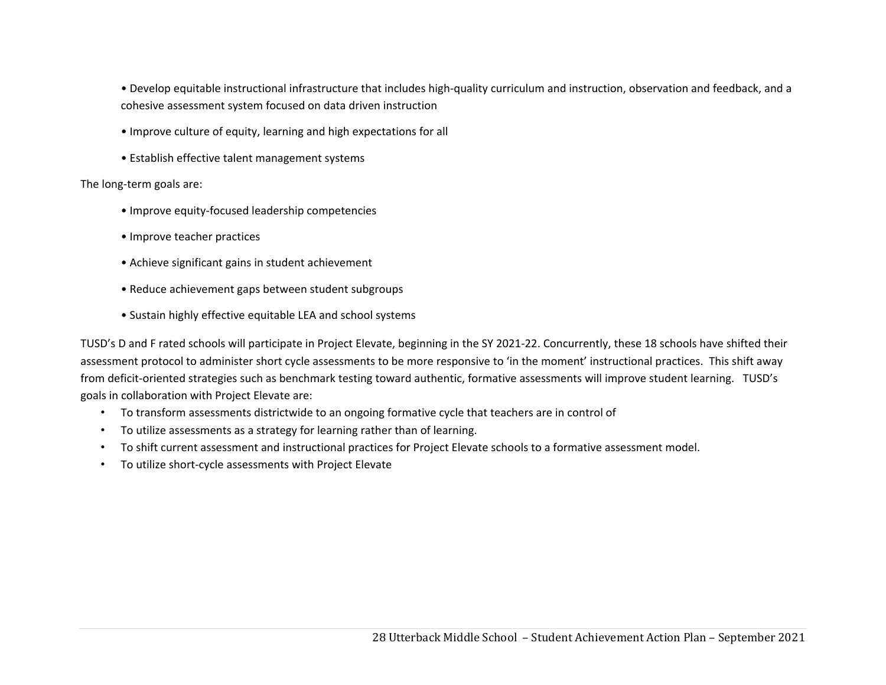- Develop equitable instructional infrastructure that includes high-quality curriculum and instruction, observation and feedback, and a cohesive assessment system focused on data driven instruction
- Improve culture of equity, learning and high expectations for all
- Establish effective talent management systems

The long-term goals are:

- Improve equity-focused leadership competencies
- Improve teacher practices
- Achieve significant gains in student achievement
- Reduce achievement gaps between student subgroups
- Sustain highly effective equitable LEA and school systems

TUSD's D and F rated schools will participate in Project Elevate, beginning in the SY 2021-22. Concurrently, these 18 schools have shifted their assessment protocol to administer short cycle assessments to be more responsive to 'in the moment' instructional practices. This shift away from deficit-oriented strategies such as benchmark testing toward authentic, formative assessments will improve student learning. TUSD's goals in collaboration with Project Elevate are:

- To transform assessments districtwide to an ongoing formative cycle that teachers are in control of
- To utilize assessments as a strategy for learning rather than of learning.
- To shift current assessment and instructional practices for Project Elevate schools to a formative assessment model.
- To utilize short-cycle assessments with Project Elevate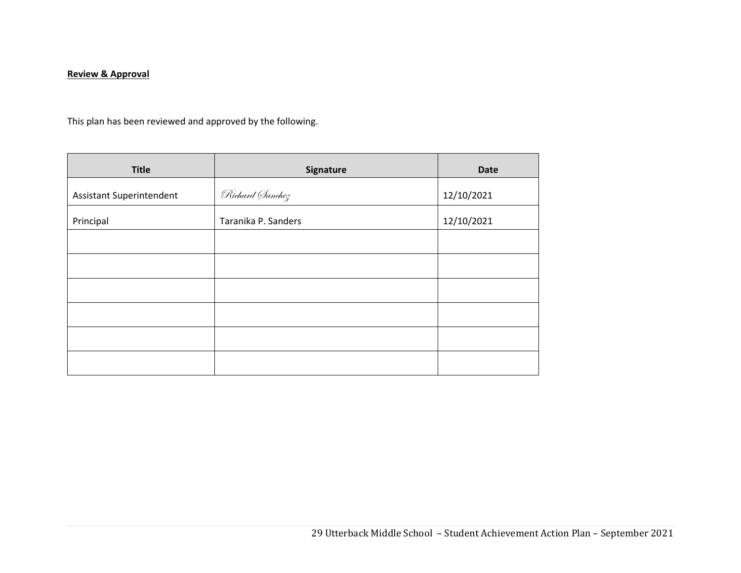**Review & Approval**

This plan has been reviewed and approved by the following.

| Title | Signature | Date |
|---|---|---|
| Assistant Superintendent | Richard Sanchez | 12/10/2021 |
| Principal | Taranika P. Sanders | 12/10/2021 |
| | | |
| | | |
| | | |
| | | |
| | | |
| | | |